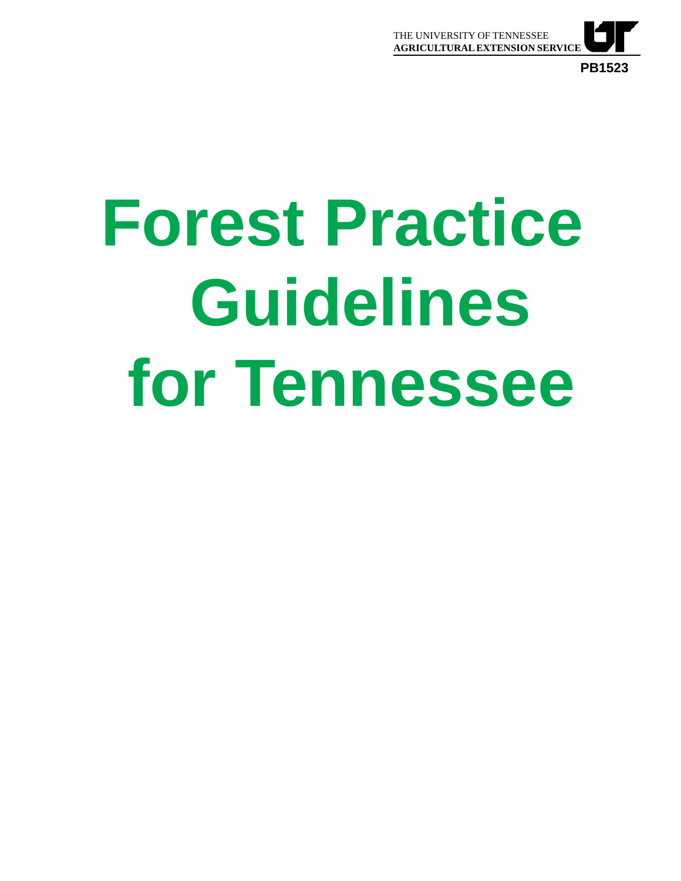THE UNIVERSITY OF TENNESSEE
**AGRICULTURAL EXTENSION SERVICE**

**PB1523**

# Forest Practice Guidelines for Tennessee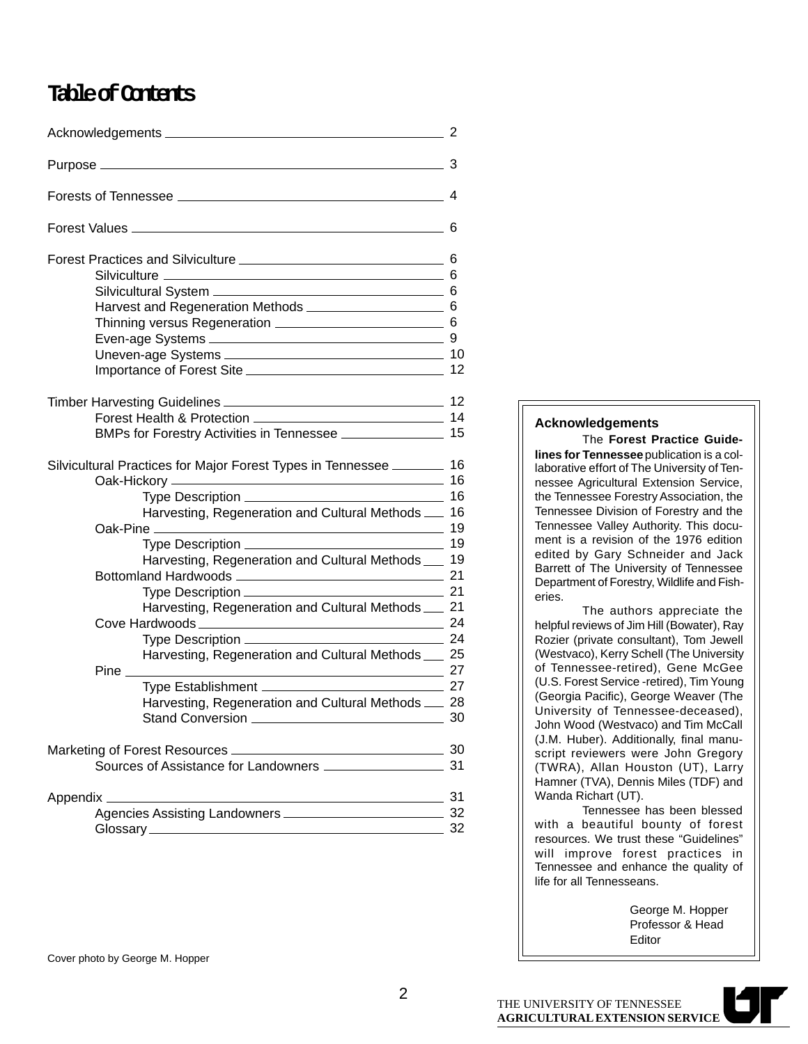# Table of Contents

- Acknowledgements — 2
- Purpose — 3
- Forests of Tennessee — 4
- Forest Values — 6
- Forest Practices and Silviculture — 6
  - Silviculture — 6
  - Silvicultural System — 6
  - Harvest and Regeneration Methods — 6
  - Thinning versus Regeneration — 6
  - Even-age Systems — 9
  - Uneven-age Systems — 10
  - Importance of Forest Site — 12
- Timber Harvesting Guidelines — 12
  - Forest Health & Protection — 14
  - BMPs for Forestry Activities in Tennessee — 15
- Silvicultural Practices for Major Forest Types in Tennessee — 16
  - Oak-Hickory — 16
    - Type Description — 16
    - Harvesting, Regeneration and Cultural Methods — 16
  - Oak-Pine — 19
    - Type Description — 19
    - Harvesting, Regeneration and Cultural Methods — 19
  - Bottomland Hardwoods — 21
    - Type Description — 21
    - Harvesting, Regeneration and Cultural Methods — 21
  - Cove Hardwoods — 24
    - Type Description — 24
    - Harvesting, Regeneration and Cultural Methods — 25
  - Pine — 27
    - Type Establishment — 27
    - Harvesting, Regeneration and Cultural Methods — 28
    - Stand Conversion — 30
- Marketing of Forest Resources — 30
  - Sources of Assistance for Landowners — 31
- Appendix — 31
  - Agencies Assisting Landowners — 32
  - Glossary — 32

Cover photo by George M. Hopper

## Acknowledgements

The **Forest Practice Guidelines for Tennessee** publication is a collaborative effort of The University of Tennessee Agricultural Extension Service, the Tennessee Forestry Association, the Tennessee Division of Forestry and the Tennessee Valley Authority. This document is a revision of the 1976 edition edited by Gary Schneider and Jack Barrett of The University of Tennessee Department of Forestry, Wildlife and Fisheries.

The authors appreciate the helpful reviews of Jim Hill (Bowater), Ray Rozier (private consultant), Tom Jewell (Westvaco), Kerry Schell (The University of Tennessee-retired), Gene McGee (U.S. Forest Service -retired), Tim Young (Georgia Pacific), George Weaver (The University of Tennessee-deceased), John Wood (Westvaco) and Tim McCall (J.M. Huber). Additionally, final manuscript reviewers were John Gregory (TWRA), Allan Houston (UT), Larry Hamner (TVA), Dennis Miles (TDF) and Wanda Richart (UT).

Tennessee has been blessed with a beautiful bounty of forest resources. We trust these "Guidelines" will improve forest practices in Tennessee and enhance the quality of life for all Tennesseans.

George M. Hopper
Professor & Head
Editor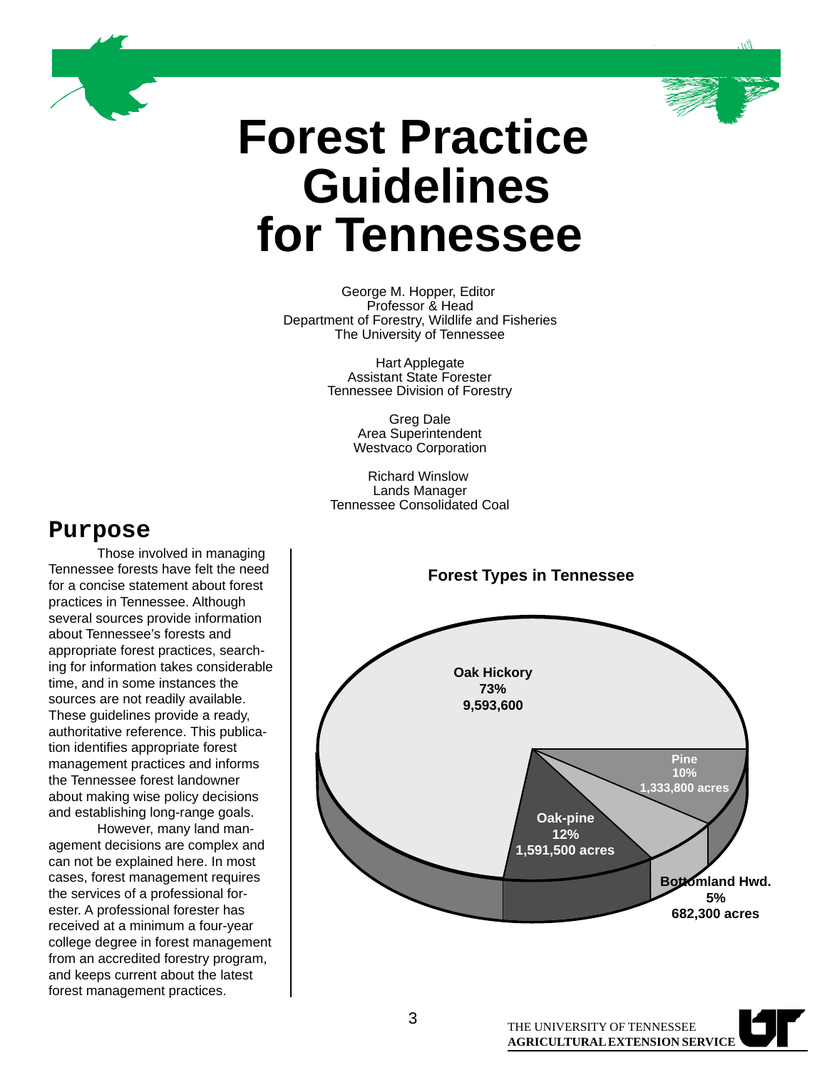# Forest Practice Guidelines for Tennessee

George M. Hopper, Editor
Professor & Head
Department of Forestry, Wildlife and Fisheries
The University of Tennessee

Hart Applegate
Assistant State Forester
Tennessee Division of Forestry

Greg Dale
Area Superintendent
Westvaco Corporation

Richard Winslow
Lands Manager
Tennessee Consolidated Coal

## Purpose

Those involved in managing Tennessee forests have felt the need for a concise statement about forest practices in Tennessee. Although several sources provide information about Tennessee's forests and appropriate forest practices, searching for information takes considerable time, and in some instances the sources are not readily available. These guidelines provide a ready, authoritative reference. This publication identifies appropriate forest management practices and informs the Tennessee forest landowner about making wise policy decisions and establishing long-range goals.

However, many land management decisions are complex and can not be explained here. In most cases, forest management requires the services of a professional forester. A professional forester has received at a minimum a four-year college degree in forest management from an accredited forestry program, and keeps current about the latest forest management practices.

**Forest Types in Tennessee**

| Forest Type | Percent | Acres |
|---|---|---|
| Oak Hickory | 73% | 9,593,600 |
| Oak-pine | 12% | 1,591,500 acres |
| Pine | 10% | 1,333,800 acres |
| Bottomland Hwd. | 5% | 682,300 acres |

THE UNIVERSITY OF TENNESSEE
AGRICULTURAL EXTENSION SERVICE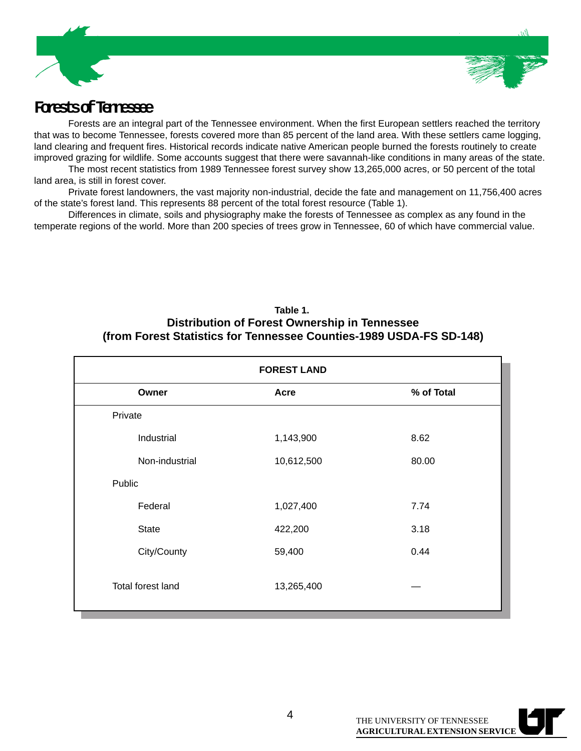# Forests of Tennessee

Forests are an integral part of the Tennessee environment. When the first European settlers reached the territory that was to become Tennessee, forests covered more than 85 percent of the land area. With these settlers came logging, land clearing and frequent fires. Historical records indicate native American people burned the forests routinely to create improved grazing for wildlife. Some accounts suggest that there were savannah-like conditions in many areas of the state.

The most recent statistics from 1989 Tennessee forest survey show 13,265,000 acres, or 50 percent of the total land area, is still in forest cover.

Private forest landowners, the vast majority non-industrial, decide the fate and management on 11,756,400 acres of the state's forest land. This represents 88 percent of the total forest resource (Table 1).

Differences in climate, soils and physiography make the forests of Tennessee as complex as any found in the temperate regions of the world. More than 200 species of trees grow in Tennessee, 60 of which have commercial value.

**Table 1.**
**Distribution of Forest Ownership in Tennessee**
**(from Forest Statistics for Tennessee Counties-1989 USDA-FS SD-148)**

| FOREST LAND | | |
|---|---|---|
| **Owner** | **Acre** | **% of Total** |
| Private | | |
| Industrial | 1,143,900 | 8.62 |
| Non-industrial | 10,612,500 | 80.00 |
| Public | | |
| Federal | 1,027,400 | 7.74 |
| State | 422,200 | 3.18 |
| City/County | 59,400 | 0.44 |
| Total forest land | 13,265,400 | — |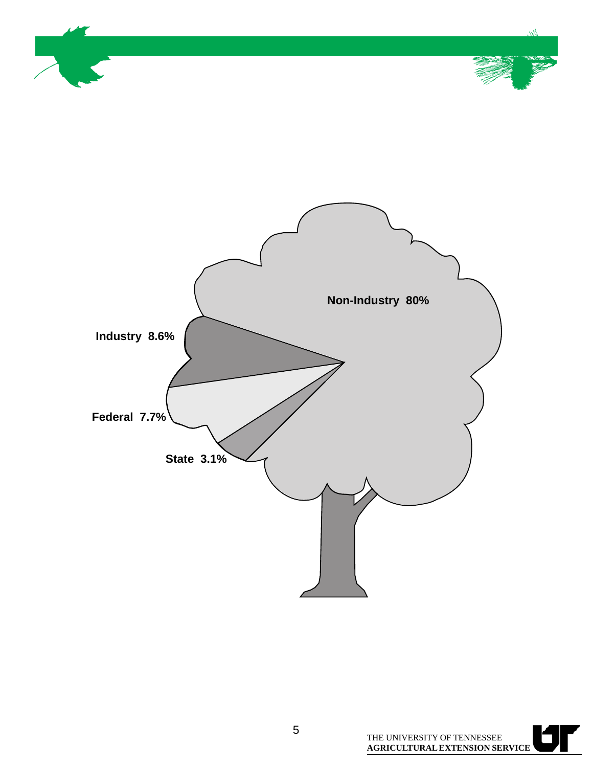Non-Industry 80%

Industry 8.6%

Federal 7.7%

State 3.1%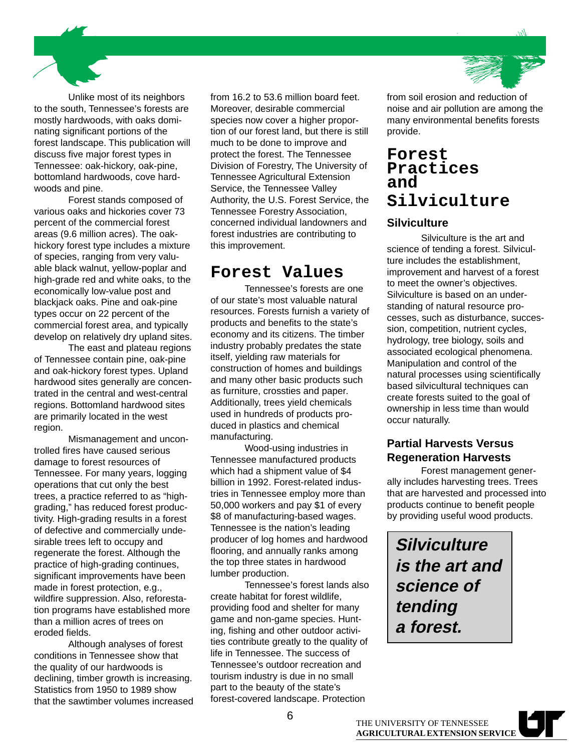Unlike most of its neighbors to the south, Tennessee's forests are mostly hardwoods, with oaks dominating significant portions of the forest landscape. This publication will discuss five major forest types in Tennessee: oak-hickory, oak-pine, bottomland hardwoods, cove hardwoods and pine.

Forest stands composed of various oaks and hickories cover 73 percent of the commercial forest areas (9.6 million acres). The oak-hickory forest type includes a mixture of species, ranging from very valuable black walnut, yellow-poplar and high-grade red and white oaks, to the economically low-value post and blackjack oaks. Pine and oak-pine types occur on 22 percent of the commercial forest area, and typically develop on relatively dry upland sites.

The east and plateau regions of Tennessee contain pine, oak-pine and oak-hickory forest types. Upland hardwood sites generally are concentrated in the central and west-central regions. Bottomland hardwood sites are primarily located in the west region.

Mismanagement and uncontrolled fires have caused serious damage to forest resources of Tennessee. For many years, logging operations that cut only the best trees, a practice referred to as "high-grading," has reduced forest productivity. High-grading results in a forest of defective and commercially undesirable trees left to occupy and regenerate the forest. Although the practice of high-grading continues, significant improvements have been made in forest protection, e.g., wildfire suppression. Also, reforestation programs have established more than a million acres of trees on eroded fields.

Although analyses of forest conditions in Tennessee show that the quality of our hardwoods is declining, timber growth is increasing. Statistics from 1950 to 1989 show that the sawtimber volumes increased from 16.2 to 53.6 million board feet. Moreover, desirable commercial species now cover a higher proportion of our forest land, but there is still much to be done to improve and protect the forest. The Tennessee Division of Forestry, The University of Tennessee Agricultural Extension Service, the Tennessee Valley Authority, the U.S. Forest Service, the Tennessee Forestry Association, concerned individual landowners and forest industries are contributing to this improvement.

# Forest Values

Tennessee's forests are one of our state's most valuable natural resources. Forests furnish a variety of products and benefits to the state's economy and its citizens. The timber industry probably predates the state itself, yielding raw materials for construction of homes and buildings and many other basic products such as furniture, crossties and paper. Additionally, trees yield chemicals used in hundreds of products produced in plastics and chemical manufacturing.

Wood-using industries in Tennessee manufactured products which had a shipment value of $4 billion in 1992. Forest-related industries in Tennessee employ more than 50,000 workers and pay $1 of every $8 of manufacturing-based wages. Tennessee is the nation's leading producer of log homes and hardwood flooring, and annually ranks among the top three states in hardwood lumber production.

Tennessee's forest lands also create habitat for forest wildlife, providing food and shelter for many game and non-game species. Hunting, fishing and other outdoor activities contribute greatly to the quality of life in Tennessee. The success of Tennessee's outdoor recreation and tourism industry is due in no small part to the beauty of the state's forest-covered landscape. Protection from soil erosion and reduction of noise and air pollution are among the many environmental benefits forests provide.

# Forest Practices and Silviculture

## Silviculture

Silviculture is the art and science of tending a forest. Silviculture includes the establishment, improvement and harvest of a forest to meet the owner's objectives. Silviculture is based on an understanding of natural resource processes, such as disturbance, succession, competition, nutrient cycles, hydrology, tree biology, soils and associated ecological phenomena. Manipulation and control of the natural processes using scientifically based silvicultural techniques can create forests suited to the goal of ownership in less time than would occur naturally.

## Partial Harvests Versus Regeneration Harvests

Forest management generally includes harvesting trees. Trees that are harvested and processed into products continue to benefit people by providing useful wood products.

***Silviculture is the art and science of tending a forest.***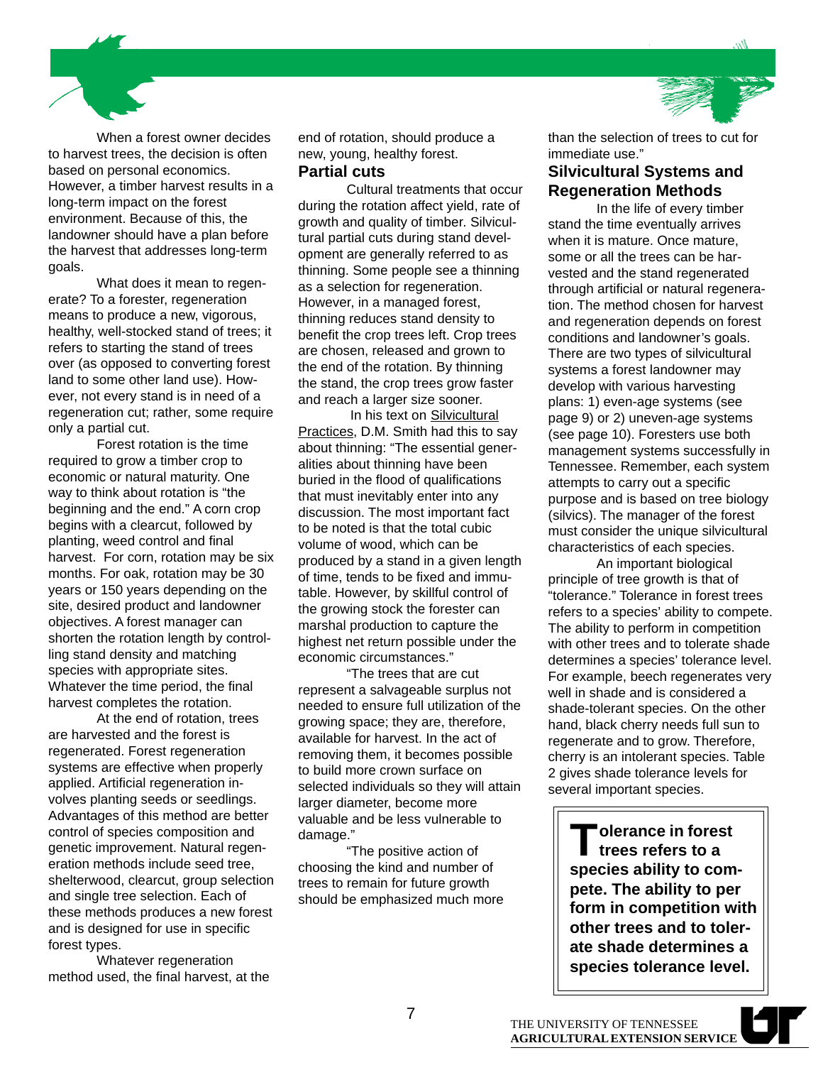When a forest owner decides to harvest trees, the decision is often based on personal economics. However, a timber harvest results in a long-term impact on the forest environment. Because of this, the landowner should have a plan before the harvest that addresses long-term goals.

What does it mean to regenerate? To a forester, regeneration means to produce a new, vigorous, healthy, well-stocked stand of trees; it refers to starting the stand of trees over (as opposed to converting forest land to some other land use). However, not every stand is in need of a regeneration cut; rather, some require only a partial cut.

Forest rotation is the time required to grow a timber crop to economic or natural maturity. One way to think about rotation is "the beginning and the end." A corn crop begins with a clearcut, followed by planting, weed control and final harvest. For corn, rotation may be six months. For oak, rotation may be 30 years or 150 years depending on the site, desired product and landowner objectives. A forest manager can shorten the rotation length by controlling stand density and matching species with appropriate sites. Whatever the time period, the final harvest completes the rotation.

At the end of rotation, trees are harvested and the forest is regenerated. Forest regeneration systems are effective when properly applied. Artificial regeneration involves planting seeds or seedlings. Advantages of this method are better control of species composition and genetic improvement. Natural regeneration methods include seed tree, shelterwood, clearcut, group selection and single tree selection. Each of these methods produces a new forest and is designed for use in specific forest types.

Whatever regeneration method used, the final harvest, at the end of rotation, should produce a new, young, healthy forest.

## Partial cuts

Cultural treatments that occur during the rotation affect yield, rate of growth and quality of timber. Silvicultural partial cuts during stand development are generally referred to as thinning. Some people see a thinning as a selection for regeneration. However, in a managed forest, thinning reduces stand density to benefit the crop trees left. Crop trees are chosen, released and grown to the end of the rotation. By thinning the stand, the crop trees grow faster and reach a larger size sooner.

In his text on Silvicultural Practices, D.M. Smith had this to say about thinning: "The essential generalities about thinning have been buried in the flood of qualifications that must inevitably enter into any discussion. The most important fact to be noted is that the total cubic volume of wood, which can be produced by a stand in a given length of time, tends to be fixed and immutable. However, by skillful control of the growing stock the forester can marshal production to capture the highest net return possible under the economic circumstances."

"The trees that are cut represent a salvageable surplus not needed to ensure full utilization of the growing space; they are, therefore, available for harvest. In the act of removing them, it becomes possible to build more crown surface on selected individuals so they will attain larger diameter, become more valuable and be less vulnerable to damage."

"The positive action of choosing the kind and number of trees to remain for future growth should be emphasized much more than the selection of trees to cut for immediate use."

## Silvicultural Systems and Regeneration Methods

In the life of every timber stand the time eventually arrives when it is mature. Once mature, some or all the trees can be harvested and the stand regenerated through artificial or natural regeneration. The method chosen for harvest and regeneration depends on forest conditions and landowner's goals. There are two types of silvicultural systems a forest landowner may develop with various harvesting plans: 1) even-age systems (see page 9) or 2) uneven-age systems (see page 10). Foresters use both management systems successfully in Tennessee. Remember, each system attempts to carry out a specific purpose and is based on tree biology (silvics). The manager of the forest must consider the unique silvicultural characteristics of each species.

An important biological principle of tree growth is that of "tolerance." Tolerance in forest trees refers to a species' ability to compete. The ability to perform in competition with other trees and to tolerate shade determines a species' tolerance level. For example, beech regenerates very well in shade and is considered a shade-tolerant species. On the other hand, black cherry needs full sun to regenerate and to grow. Therefore, cherry is an intolerant species. Table 2 gives shade tolerance levels for several important species.

> **Tolerance in forest trees refers to a species ability to compete. The ability to perform in competition with other trees and to tolerate shade determines a species tolerance level.**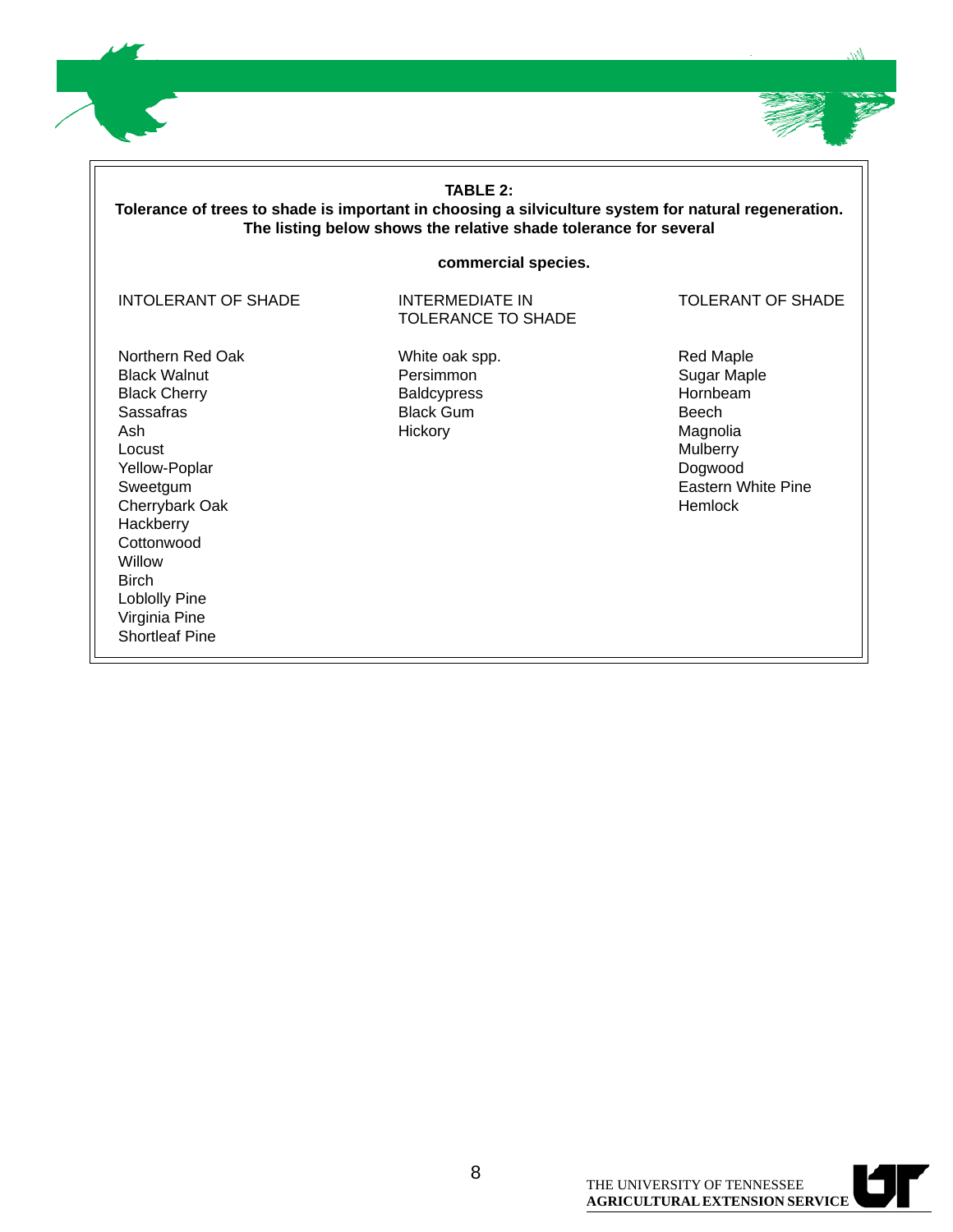**TABLE 2:**
**Tolerance of trees to shade is important in choosing a silviculture system for natural regeneration. The listing below shows the relative shade tolerance for several commercial species.**

| INTOLERANT OF SHADE | INTERMEDIATE IN TOLERANCE TO SHADE | TOLERANT OF SHADE |
|---|---|---|
| Northern Red Oak | White oak spp. | Red Maple |
| Black Walnut | Persimmon | Sugar Maple |
| Black Cherry | Baldcypress | Hornbeam |
| Sassafras | Black Gum | Beech |
| Ash | Hickory | Magnolia |
| Locust | | Mulberry |
| Yellow-Poplar | | Dogwood |
| Sweetgum | | Eastern White Pine |
| Cherrybark Oak | | Hemlock |
| Hackberry | | |
| Cottonwood | | |
| Willow | | |
| Birch | | |
| Loblolly Pine | | |
| Virginia Pine | | |
| Shortleaf Pine | | |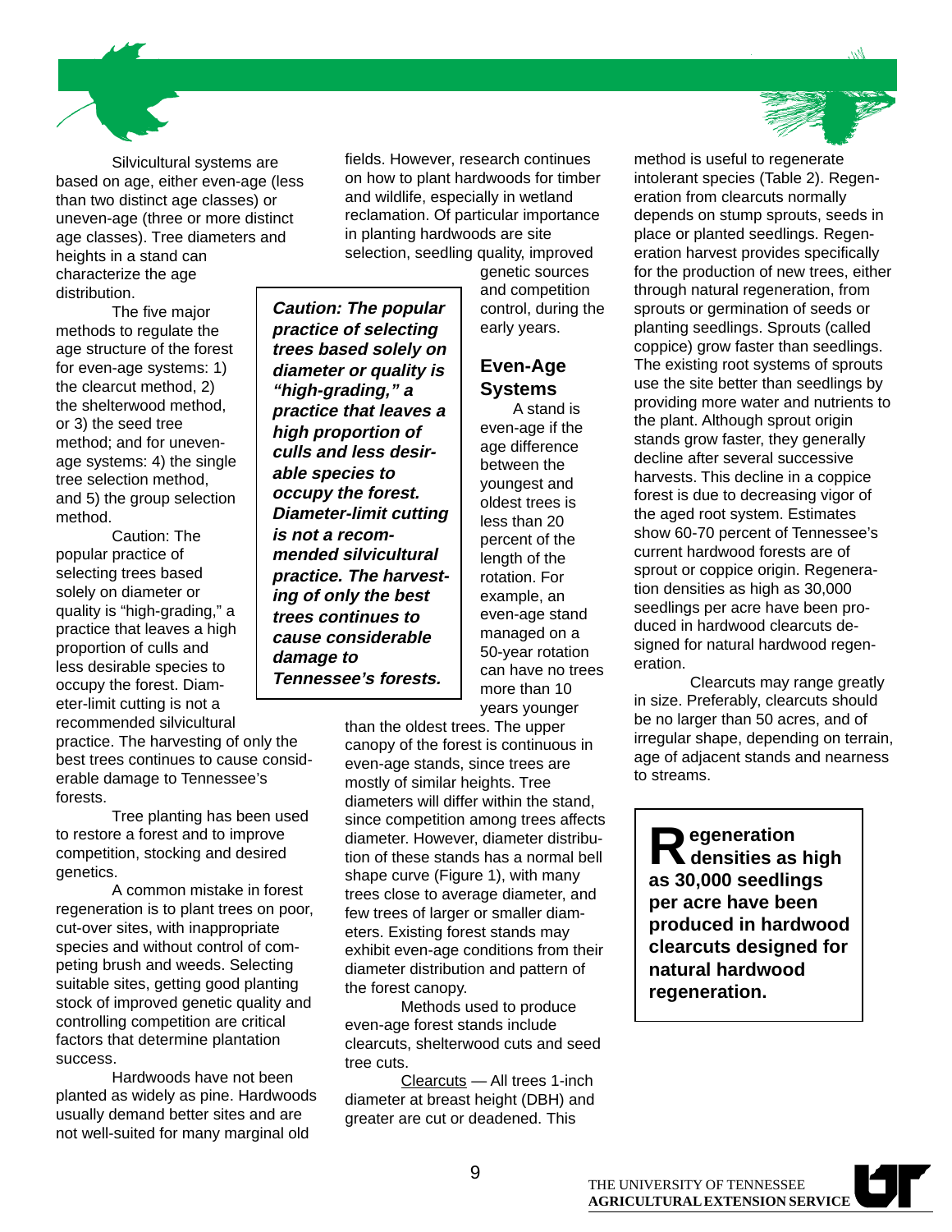Silvicultural systems are based on age, either even-age (less than two distinct age classes) or uneven-age (three or more distinct age classes). Tree diameters and heights in a stand can characterize the age distribution.

The five major methods to regulate the age structure of the forest for even-age systems: 1) the clearcut method, 2) the shelterwood method, or 3) the seed tree method; and for uneven-age systems: 4) the single tree selection method, and 5) the group selection method.

Caution: The popular practice of selecting trees based solely on diameter or quality is "high-grading," a practice that leaves a high proportion of culls and less desirable species to occupy the forest. Diameter-limit cutting is not a recommended silvicultural practice. The harvesting of only the best trees continues to cause considerable damage to Tennessee's forests.

Tree planting has been used to restore a forest and to improve competition, stocking and desired genetics.

A common mistake in forest regeneration is to plant trees on poor, cut-over sites, with inappropriate species and without control of competing brush and weeds. Selecting suitable sites, getting good planting stock of improved genetic quality and controlling competition are critical factors that determine plantation success.

Hardwoods have not been planted as widely as pine. Hardwoods usually demand better sites and are not well-suited for many marginal old fields. However, research continues on how to plant hardwoods for timber and wildlife, especially in wetland reclamation. Of particular importance in planting hardwoods are site selection, seedling quality, improved genetic sources and competition control, during the early years.

> ***Caution: The popular practice of selecting trees based solely on diameter or quality is "high-grading," a practice that leaves a high proportion of culls and less desirable species to occupy the forest. Diameter-limit cutting is not a recommended silvicultural practice. The harvesting of only the best trees continues to cause considerable damage to Tennessee's forests.***

## Even-Age Systems

A stand is even-age if the age difference between the youngest and oldest trees is less than 20 percent of the length of the rotation. For example, an even-age stand managed on a 50-year rotation can have no trees more than 10 years younger than the oldest trees. The upper canopy of the forest is continuous in even-age stands, since trees are mostly of similar heights. Tree diameters will differ within the stand, since competition among trees affects diameter. However, diameter distribution of these stands has a normal bell shape curve (Figure 1), with many trees close to average diameter, and few trees of larger or smaller diameters. Existing forest stands may exhibit even-age conditions from their diameter distribution and pattern of the forest canopy.

Methods used to produce even-age forest stands include clearcuts, shelterwood cuts and seed tree cuts.

<u>Clearcuts</u> — All trees 1-inch diameter at breast height (DBH) and greater are cut or deadened. This method is useful to regenerate intolerant species (Table 2). Regeneration from clearcuts normally depends on stump sprouts, seeds in place or planted seedlings. Regeneration harvest provides specifically for the production of new trees, either through natural regeneration, from sprouts or germination of seeds or planting seedlings. Sprouts (called coppice) grow faster than seedlings. The existing root systems of sprouts use the site better than seedlings by providing more water and nutrients to the plant. Although sprout origin stands grow faster, they generally decline after several successive harvests. This decline in a coppice forest is due to decreasing vigor of the aged root system. Estimates show 60-70 percent of Tennessee's current hardwood forests are of sprout or coppice origin. Regeneration densities as high as 30,000 seedlings per acre have been produced in hardwood clearcuts designed for natural hardwood regeneration.

Clearcuts may range greatly in size. Preferably, clearcuts should be no larger than 50 acres, and of irregular shape, depending on terrain, age of adjacent stands and nearness to streams.

> **Regeneration densities as high as 30,000 seedlings per acre have been produced in hardwood clearcuts designed for natural hardwood regeneration.**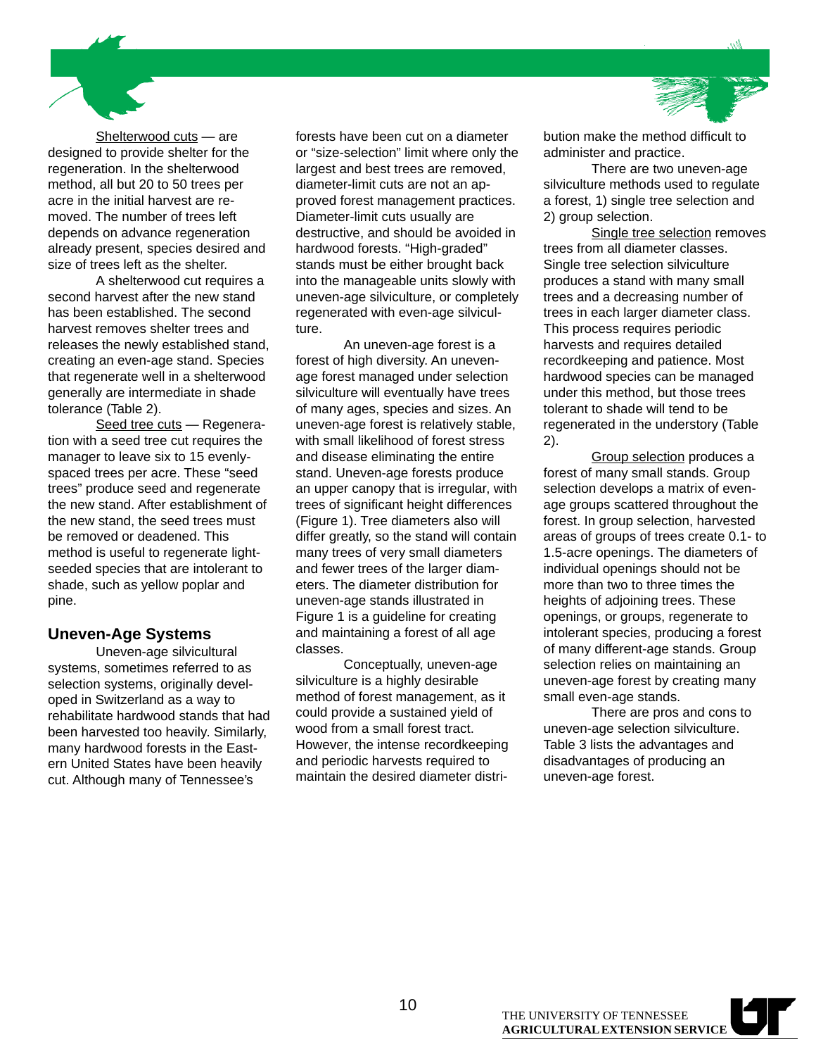Shelterwood cuts — are designed to provide shelter for the regeneration. In the shelterwood method, all but 20 to 50 trees per acre in the initial harvest are removed. The number of trees left depends on advance regeneration already present, species desired and size of trees left as the shelter.

A shelterwood cut requires a second harvest after the new stand has been established. The second harvest removes shelter trees and releases the newly established stand, creating an even-age stand. Species that regenerate well in a shelterwood generally are intermediate in shade tolerance (Table 2).

Seed tree cuts — Regeneration with a seed tree cut requires the manager to leave six to 15 evenly-spaced trees per acre. These "seed trees" produce seed and regenerate the new stand. After establishment of the new stand, the seed trees must be removed or deadened. This method is useful to regenerate light-seeded species that are intolerant to shade, such as yellow poplar and pine.

## Uneven-Age Systems

Uneven-age silvicultural systems, sometimes referred to as selection systems, originally developed in Switzerland as a way to rehabilitate hardwood stands that had been harvested too heavily. Similarly, many hardwood forests in the Eastern United States have been heavily cut. Although many of Tennessee's forests have been cut on a diameter or "size-selection" limit where only the largest and best trees are removed, diameter-limit cuts are not an approved forest management practices. Diameter-limit cuts usually are destructive, and should be avoided in hardwood forests. "High-graded" stands must be either brought back into the manageable units slowly with uneven-age silviculture, or completely regenerated with even-age silviculture.

An uneven-age forest is a forest of high diversity. An uneven-age forest managed under selection silviculture will eventually have trees of many ages, species and sizes. An uneven-age forest is relatively stable, with small likelihood of forest stress and disease eliminating the entire stand. Uneven-age forests produce an upper canopy that is irregular, with trees of significant height differences (Figure 1). Tree diameters also will differ greatly, so the stand will contain many trees of very small diameters and fewer trees of the larger diameters. The diameter distribution for uneven-age stands illustrated in Figure 1 is a guideline for creating and maintaining a forest of all age classes.

Conceptually, uneven-age silviculture is a highly desirable method of forest management, as it could provide a sustained yield of wood from a small forest tract. However, the intense recordkeeping and periodic harvests required to maintain the desired diameter distribution make the method difficult to administer and practice.

There are two uneven-age silviculture methods used to regulate a forest, 1) single tree selection and 2) group selection.

Single tree selection removes trees from all diameter classes. Single tree selection silviculture produces a stand with many small trees and a decreasing number of trees in each larger diameter class. This process requires periodic harvests and requires detailed recordkeeping and patience. Most hardwood species can be managed under this method, but those trees tolerant to shade will tend to be regenerated in the understory (Table 2).

Group selection produces a forest of many small stands. Group selection develops a matrix of even-age groups scattered throughout the forest. In group selection, harvested areas of groups of trees create 0.1- to 1.5-acre openings. The diameters of individual openings should not be more than two to three times the heights of adjoining trees. These openings, or groups, regenerate to intolerant species, producing a forest of many different-age stands. Group selection relies on maintaining an uneven-age forest by creating many small even-age stands.

There are pros and cons to uneven-age selection silviculture. Table 3 lists the advantages and disadvantages of producing an uneven-age forest.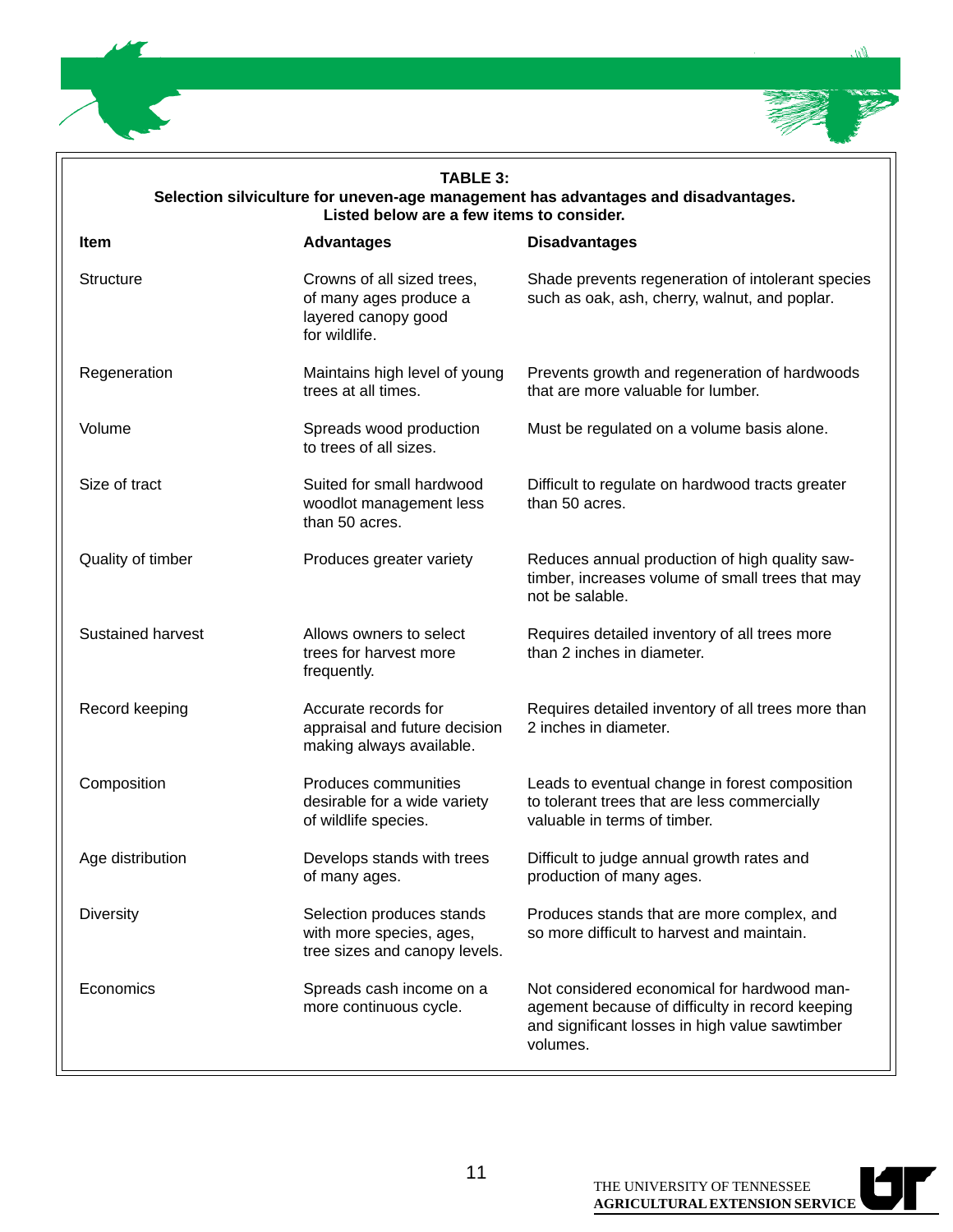**TABLE 3:**
**Selection silviculture for uneven-age management has advantages and disadvantages. Listed below are a few items to consider.**

| Item | Advantages | Disadvantages |
|---|---|---|
| Structure | Crowns of all sized trees, of many ages produce a layered canopy good for wildlife. | Shade prevents regeneration of intolerant species such as oak, ash, cherry, walnut, and poplar. |
| Regeneration | Maintains high level of young trees at all times. | Prevents growth and regeneration of hardwoods that are more valuable for lumber. |
| Volume | Spreads wood production to trees of all sizes. | Must be regulated on a volume basis alone. |
| Size of tract | Suited for small hardwood woodlot management less than 50 acres. | Difficult to regulate on hardwood tracts greater than 50 acres. |
| Quality of timber | Produces greater variety | Reduces annual production of high quality saw-timber, increases volume of small trees that may not be salable. |
| Sustained harvest | Allows owners to select trees for harvest more frequently. | Requires detailed inventory of all trees more than 2 inches in diameter. |
| Record keeping | Accurate records for appraisal and future decision making always available. | Requires detailed inventory of all trees more than 2 inches in diameter. |
| Composition | Produces communities desirable for a wide variety of wildlife species. | Leads to eventual change in forest composition to tolerant trees that are less commercially valuable in terms of timber. |
| Age distribution | Develops stands with trees of many ages. | Difficult to judge annual growth rates and production of many ages. |
| Diversity | Selection produces stands with more species, ages, tree sizes and canopy levels. | Produces stands that are more complex, and so more difficult to harvest and maintain. |
| Economics | Spreads cash income on a more continuous cycle. | Not considered economical for hardwood management because of difficulty in record keeping and significant losses in high value sawtimber volumes. |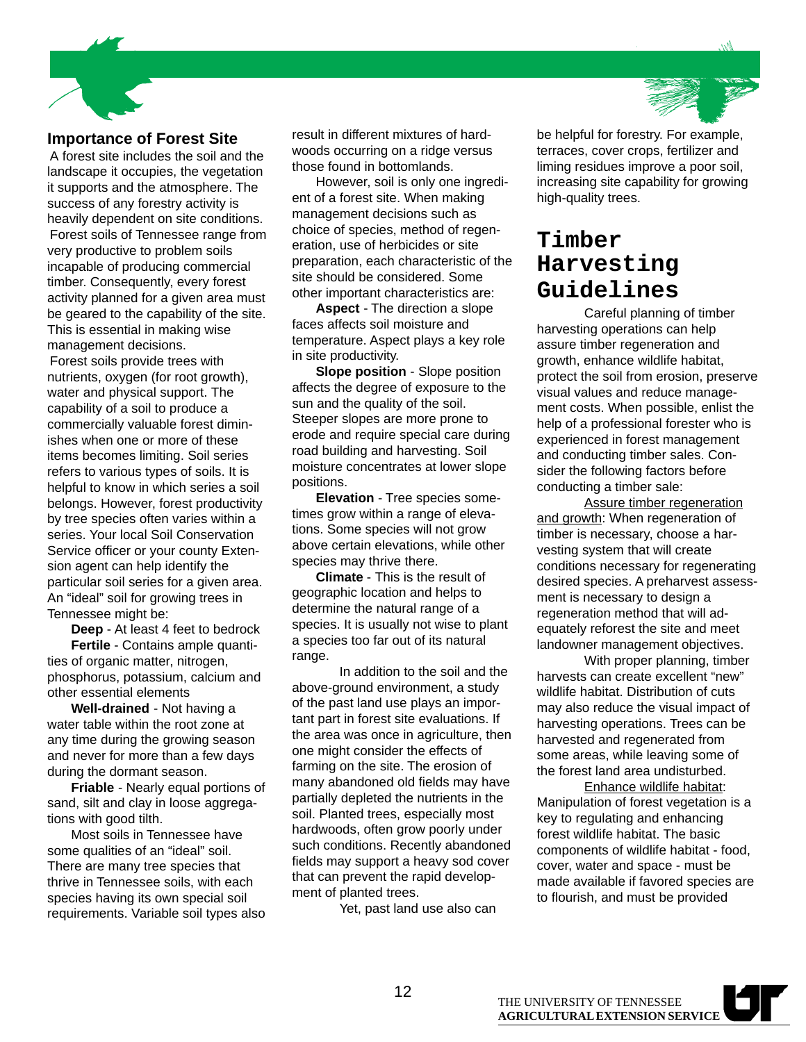## Importance of Forest Site

A forest site includes the soil and the landscape it occupies, the vegetation it supports and the atmosphere. The success of any forestry activity is heavily dependent on site conditions. Forest soils of Tennessee range from very productive to problem soils incapable of producing commercial timber. Consequently, every forest activity planned for a given area must be geared to the capability of the site. This is essential in making wise management decisions.

Forest soils provide trees with nutrients, oxygen (for root growth), water and physical support. The capability of a soil to produce a commercially valuable forest diminishes when one or more of these items becomes limiting. Soil series refers to various types of soils. It is helpful to know in which series a soil belongs. However, forest productivity by tree species often varies within a series. Your local Soil Conservation Service officer or your county Extension agent can help identify the particular soil series for a given area. An "ideal" soil for growing trees in Tennessee might be:

**Deep** - At least 4 feet to bedrock

**Fertile** - Contains ample quantities of organic matter, nitrogen, phosphorus, potassium, calcium and other essential elements

**Well-drained** - Not having a water table within the root zone at any time during the growing season and never for more than a few days during the dormant season.

**Friable** - Nearly equal portions of sand, silt and clay in loose aggregations with good tilth.

Most soils in Tennessee have some qualities of an "ideal" soil. There are many tree species that thrive in Tennessee soils, with each species having its own special soil requirements. Variable soil types also result in different mixtures of hardwoods occurring on a ridge versus those found in bottomlands.

However, soil is only one ingredient of a forest site. When making management decisions such as choice of species, method of regeneration, use of herbicides or site preparation, each characteristic of the site should be considered. Some other important characteristics are:

**Aspect** - The direction a slope faces affects soil moisture and temperature. Aspect plays a key role in site productivity.

**Slope position** - Slope position affects the degree of exposure to the sun and the quality of the soil. Steeper slopes are more prone to erode and require special care during road building and harvesting. Soil moisture concentrates at lower slope positions.

**Elevation** - Tree species sometimes grow within a range of elevations. Some species will not grow above certain elevations, while other species may thrive there.

**Climate** - This is the result of geographic location and helps to determine the natural range of a species. It is usually not wise to plant a species too far out of its natural range.

In addition to the soil and the above-ground environment, a study of the past land use plays an important part in forest site evaluations. If the area was once in agriculture, then one might consider the effects of farming on the site. The erosion of many abandoned old fields may have partially depleted the nutrients in the soil. Planted trees, especially most hardwoods, often grow poorly under such conditions. Recently abandoned fields may support a heavy sod cover that can prevent the rapid development of planted trees.

Yet, past land use also can be helpful for forestry. For example, terraces, cover crops, fertilizer and liming residues improve a poor soil, increasing site capability for growing high-quality trees.

# Timber Harvesting Guidelines

Careful planning of timber harvesting operations can help assure timber regeneration and growth, enhance wildlife habitat, protect the soil from erosion, preserve visual values and reduce management costs. When possible, enlist the help of a professional forester who is experienced in forest management and conducting timber sales. Consider the following factors before conducting a timber sale:

<u>Assure timber regeneration and growth</u>: When regeneration of timber is necessary, choose a harvesting system that will create conditions necessary for regenerating desired species. A preharvest assessment is necessary to design a regeneration method that will adequately reforest the site and meet landowner management objectives.

With proper planning, timber harvests can create excellent "new" wildlife habitat. Distribution of cuts may also reduce the visual impact of harvesting operations. Trees can be harvested and regenerated from some areas, while leaving some of the forest land area undisturbed.

<u>Enhance wildlife habitat</u>: Manipulation of forest vegetation is a key to regulating and enhancing forest wildlife habitat. The basic components of wildlife habitat - food, cover, water and space - must be made available if favored species are to flourish, and must be provided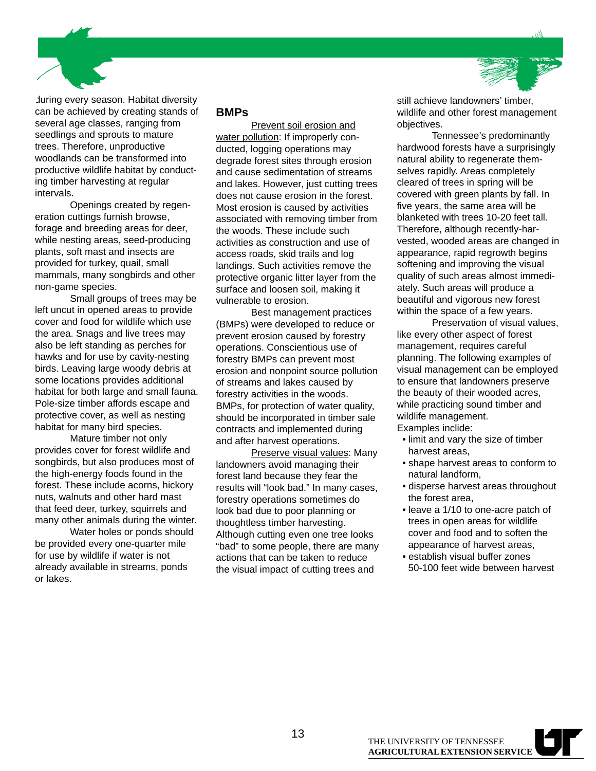during every season. Habitat diversity can be achieved by creating stands of several age classes, ranging from seedlings and sprouts to mature trees. Therefore, unproductive woodlands can be transformed into productive wildlife habitat by conducting timber harvesting at regular intervals.

Openings created by regeneration cuttings furnish browse, forage and breeding areas for deer, while nesting areas, seed-producing plants, soft mast and insects are provided for turkey, quail, small mammals, many songbirds and other non-game species.

Small groups of trees may be left uncut in opened areas to provide cover and food for wildlife which use the area. Snags and live trees may also be left standing as perches for hawks and for use by cavity-nesting birds. Leaving large woody debris at some locations provides additional habitat for both large and small fauna. Pole-size timber affords escape and protective cover, as well as nesting habitat for many bird species.

Mature timber not only provides cover for forest wildlife and songbirds, but also produces most of the high-energy foods found in the forest. These include acorns, hickory nuts, walnuts and other hard mast that feed deer, turkey, squirrels and many other animals during the winter.

Water holes or ponds should be provided every one-quarter mile for use by wildlife if water is not already available in streams, ponds or lakes.

## BMPs

Prevent soil erosion and water pollution: If improperly conducted, logging operations may degrade forest sites through erosion and cause sedimentation of streams and lakes. However, just cutting trees does not cause erosion in the forest. Most erosion is caused by activities associated with removing timber from the woods. These include such activities as construction and use of access roads, skid trails and log landings. Such activities remove the protective organic litter layer from the surface and loosen soil, making it vulnerable to erosion.

Best management practices (BMPs) were developed to reduce or prevent erosion caused by forestry operations. Conscientious use of forestry BMPs can prevent most erosion and nonpoint source pollution of streams and lakes caused by forestry activities in the woods. BMPs, for protection of water quality, should be incorporated in timber sale contracts and implemented during and after harvest operations.

Preserve visual values: Many landowners avoid managing their forest land because they fear the results will "look bad." In many cases, forestry operations sometimes do look bad due to poor planning or thoughtless timber harvesting. Although cutting even one tree looks "bad" to some people, there are many actions that can be taken to reduce the visual impact of cutting trees and still achieve landowners' timber, wildlife and other forest management objectives.

Tennessee's predominantly hardwood forests have a surprisingly natural ability to regenerate themselves rapidly. Areas completely cleared of trees in spring will be covered with green plants by fall. In five years, the same area will be blanketed with trees 10-20 feet tall. Therefore, although recently-harvested, wooded areas are changed in appearance, rapid regrowth begins softening and improving the visual quality of such areas almost immediately. Such areas will produce a beautiful and vigorous new forest within the space of a few years.

Preservation of visual values, like every other aspect of forest management, requires careful planning. The following examples of visual management can be employed to ensure that landowners preserve the beauty of their wooded acres, while practicing sound timber and wildlife management.

Examples include:

- limit and vary the size of timber harvest areas,
- shape harvest areas to conform to natural landform,
- disperse harvest areas throughout the forest area,
- leave a 1/10 to one-acre patch of trees in open areas for wildlife cover and food and to soften the appearance of harvest areas,
- establish visual buffer zones 50-100 feet wide between harvest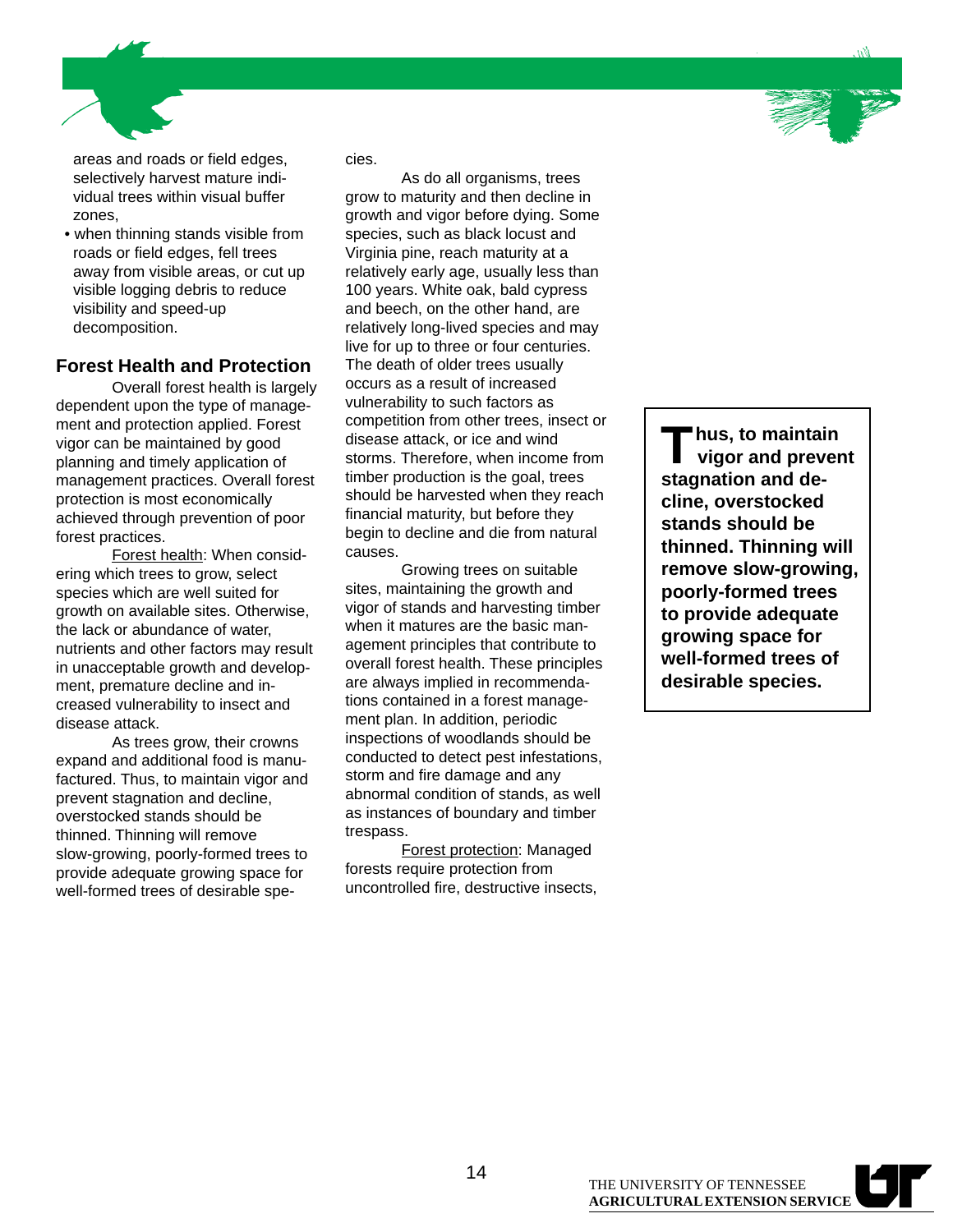areas and roads or field edges, selectively harvest mature individual trees within visual buffer zones,

- when thinning stands visible from roads or field edges, fell trees away from visible areas, or cut up visible logging debris to reduce visibility and speed-up decomposition.

## Forest Health and Protection

Overall forest health is largely dependent upon the type of management and protection applied. Forest vigor can be maintained by good planning and timely application of management practices. Overall forest protection is most economically achieved through prevention of poor forest practices.

Forest health: When considering which trees to grow, select species which are well suited for growth on available sites. Otherwise, the lack or abundance of water, nutrients and other factors may result in unacceptable growth and development, premature decline and increased vulnerability to insect and disease attack.

As trees grow, their crowns expand and additional food is manufactured. Thus, to maintain vigor and prevent stagnation and decline, overstocked stands should be thinned. Thinning will remove slow-growing, poorly-formed trees to provide adequate growing space for well-formed trees of desirable species.

As do all organisms, trees grow to maturity and then decline in growth and vigor before dying. Some species, such as black locust and Virginia pine, reach maturity at a relatively early age, usually less than 100 years. White oak, bald cypress and beech, on the other hand, are relatively long-lived species and may live for up to three or four centuries. The death of older trees usually occurs as a result of increased vulnerability to such factors as competition from other trees, insect or disease attack, or ice and wind storms. Therefore, when income from timber production is the goal, trees should be harvested when they reach financial maturity, but before they begin to decline and die from natural causes.

Growing trees on suitable sites, maintaining the growth and vigor of stands and harvesting timber when it matures are the basic management principles that contribute to overall forest health. These principles are always implied in recommendations contained in a forest management plan. In addition, periodic inspections of woodlands should be conducted to detect pest infestations, storm and fire damage and any abnormal condition of stands, as well as instances of boundary and timber trespass.

Forest protection: Managed forests require protection from uncontrolled fire, destructive insects,

**Thus, to maintain vigor and prevent stagnation and decline, overstocked stands should be thinned. Thinning will remove slow-growing, poorly-formed trees to provide adequate growing space for well-formed trees of desirable species.**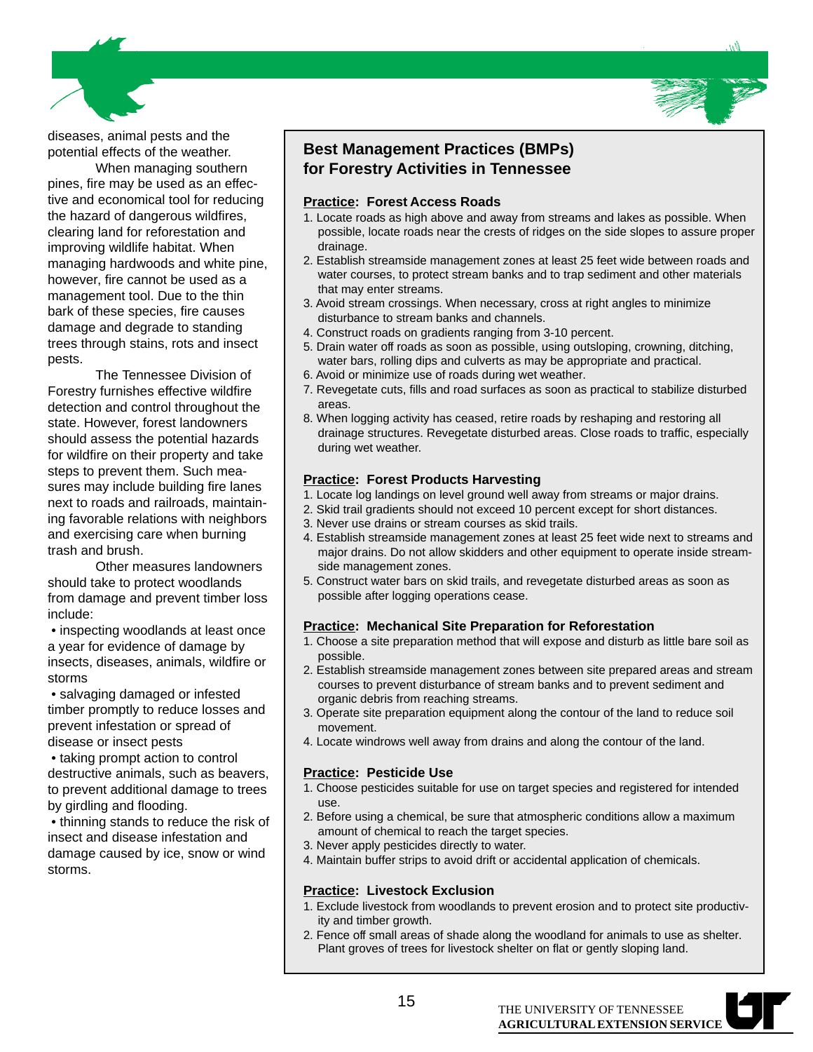diseases, animal pests and the potential effects of the weather.

When managing southern pines, fire may be used as an effective and economical tool for reducing the hazard of dangerous wildfires, clearing land for reforestation and improving wildlife habitat. When managing hardwoods and white pine, however, fire cannot be used as a management tool. Due to the thin bark of these species, fire causes damage and degrade to standing trees through stains, rots and insect pests.

The Tennessee Division of Forestry furnishes effective wildfire detection and control throughout the state. However, forest landowners should assess the potential hazards for wildfire on their property and take steps to prevent them. Such measures may include building fire lanes next to roads and railroads, maintaining favorable relations with neighbors and exercising care when burning trash and brush.

Other measures landowners should take to protect woodlands from damage and prevent timber loss include:

- inspecting woodlands at least once a year for evidence of damage by insects, diseases, animals, wildfire or storms
- salvaging damaged or infested timber promptly to reduce losses and prevent infestation or spread of disease or insect pests
- taking prompt action to control destructive animals, such as beavers, to prevent additional damage to trees by girdling and flooding.
- thinning stands to reduce the risk of insect and disease infestation and damage caused by ice, snow or wind storms.

## Best Management Practices (BMPs) for Forestry Activities in Tennessee

### Practice: Forest Access Roads

1. Locate roads as high above and away from streams and lakes as possible. When possible, locate roads near the crests of ridges on the side slopes to assure proper drainage.
2. Establish streamside management zones at least 25 feet wide between roads and water courses, to protect stream banks and to trap sediment and other materials that may enter streams.
3. Avoid stream crossings. When necessary, cross at right angles to minimize disturbance to stream banks and channels.
4. Construct roads on gradients ranging from 3-10 percent.
5. Drain water off roads as soon as possible, using outsloping, crowning, ditching, water bars, rolling dips and culverts as may be appropriate and practical.
6. Avoid or minimize use of roads during wet weather.
7. Revegetate cuts, fills and road surfaces as soon as practical to stabilize disturbed areas.
8. When logging activity has ceased, retire roads by reshaping and restoring all drainage structures. Revegetate disturbed areas. Close roads to traffic, especially during wet weather.

### Practice: Forest Products Harvesting

1. Locate log landings on level ground well away from streams or major drains.
2. Skid trail gradients should not exceed 10 percent except for short distances.
3. Never use drains or stream courses as skid trails.
4. Establish streamside management zones at least 25 feet wide next to streams and major drains. Do not allow skidders and other equipment to operate inside streamside management zones.
5. Construct water bars on skid trails, and revegetate disturbed areas as soon as possible after logging operations cease.

### Practice: Mechanical Site Preparation for Reforestation

1. Choose a site preparation method that will expose and disturb as little bare soil as possible.
2. Establish streamside management zones between site prepared areas and stream courses to prevent disturbance of stream banks and to prevent sediment and organic debris from reaching streams.
3. Operate site preparation equipment along the contour of the land to reduce soil movement.
4. Locate windrows well away from drains and along the contour of the land.

### Practice: Pesticide Use

1. Choose pesticides suitable for use on target species and registered for intended use.
2. Before using a chemical, be sure that atmospheric conditions allow a maximum amount of chemical to reach the target species.
3. Never apply pesticides directly to water.
4. Maintain buffer strips to avoid drift or accidental application of chemicals.

### Practice: Livestock Exclusion

1. Exclude livestock from woodlands to prevent erosion and to protect site productivity and timber growth.
2. Fence off small areas of shade along the woodland for animals to use as shelter. Plant groves of trees for livestock shelter on flat or gently sloping land.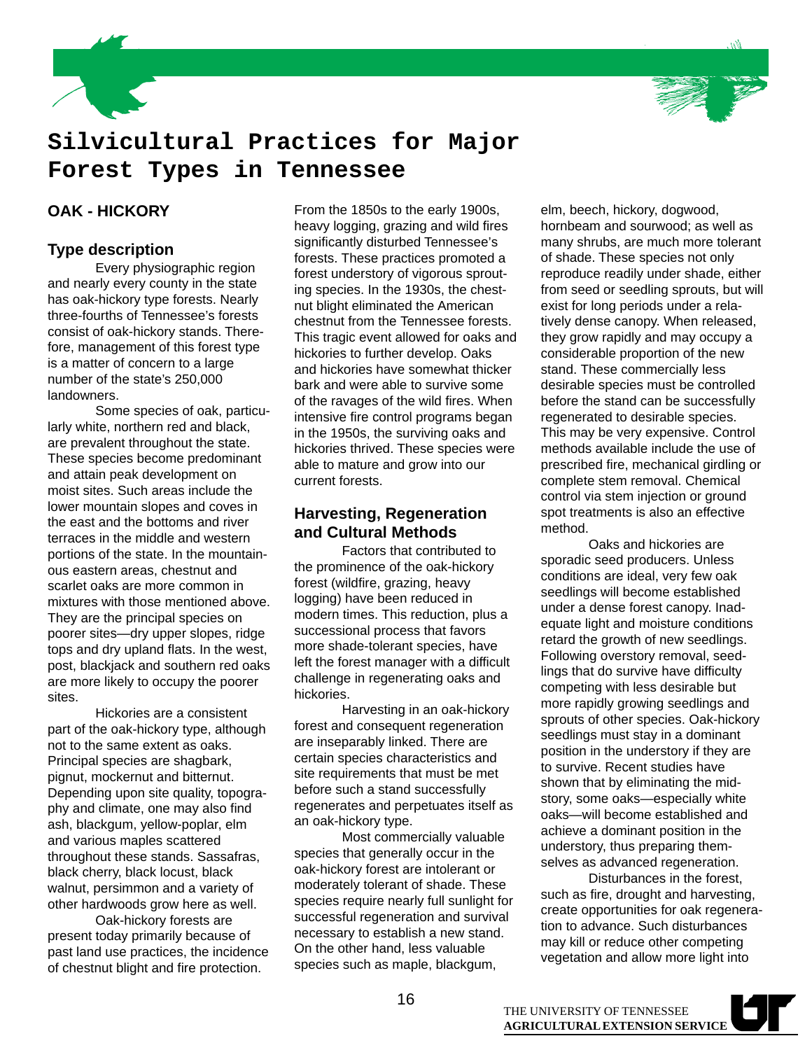# Silvicultural Practices for Major Forest Types in Tennessee

## OAK - HICKORY

### Type description

Every physiographic region and nearly every county in the state has oak-hickory type forests. Nearly three-fourths of Tennessee's forests consist of oak-hickory stands. Therefore, management of this forest type is a matter of concern to a large number of the state's 250,000 landowners.

Some species of oak, particularly white, northern red and black, are prevalent throughout the state. These species become predominant and attain peak development on moist sites. Such areas include the lower mountain slopes and coves in the east and the bottoms and river terraces in the middle and western portions of the state. In the mountainous eastern areas, chestnut and scarlet oaks are more common in mixtures with those mentioned above. They are the principal species on poorer sites—dry upper slopes, ridge tops and dry upland flats. In the west, post, blackjack and southern red oaks are more likely to occupy the poorer sites.

Hickories are a consistent part of the oak-hickory type, although not to the same extent as oaks. Principal species are shagbark, pignut, mockernut and bitternut. Depending upon site quality, topography and climate, one may also find ash, blackgum, yellow-poplar, elm and various maples scattered throughout these stands. Sassafras, black cherry, black locust, black walnut, persimmon and a variety of other hardwoods grow here as well.

Oak-hickory forests are present today primarily because of past land use practices, the incidence of chestnut blight and fire protection. From the 1850s to the early 1900s, heavy logging, grazing and wild fires significantly disturbed Tennessee's forests. These practices promoted a forest understory of vigorous sprouting species. In the 1930s, the chestnut blight eliminated the American chestnut from the Tennessee forests. This tragic event allowed for oaks and hickories to further develop. Oaks and hickories have somewhat thicker bark and were able to survive some of the ravages of the wild fires. When intensive fire control programs began in the 1950s, the surviving oaks and hickories thrived. These species were able to mature and grow into our current forests.

### Harvesting, Regeneration and Cultural Methods

Factors that contributed to the prominence of the oak-hickory forest (wildfire, grazing, heavy logging) have been reduced in modern times. This reduction, plus a successional process that favors more shade-tolerant species, have left the forest manager with a difficult challenge in regenerating oaks and hickories.

Harvesting in an oak-hickory forest and consequent regeneration are inseparably linked. There are certain species characteristics and site requirements that must be met before such a stand successfully regenerates and perpetuates itself as an oak-hickory type.

Most commercially valuable species that generally occur in the oak-hickory forest are intolerant or moderately tolerant of shade. These species require nearly full sunlight for successful regeneration and survival necessary to establish a new stand. On the other hand, less valuable species such as maple, blackgum, elm, beech, hickory, dogwood, hornbeam and sourwood; as well as many shrubs, are much more tolerant of shade. These species not only reproduce readily under shade, either from seed or seedling sprouts, but will exist for long periods under a relatively dense canopy. When released, they grow rapidly and may occupy a considerable proportion of the new stand. These commercially less desirable species must be controlled before the stand can be successfully regenerated to desirable species. This may be very expensive. Control methods available include the use of prescribed fire, mechanical girdling or complete stem removal. Chemical control via stem injection or ground spot treatments is also an effective method.

Oaks and hickories are sporadic seed producers. Unless conditions are ideal, very few oak seedlings will become established under a dense forest canopy. Inadequate light and moisture conditions retard the growth of new seedlings. Following overstory removal, seedlings that do survive have difficulty competing with less desirable but more rapidly growing seedlings and sprouts of other species. Oak-hickory seedlings must stay in a dominant position in the understory if they are to survive. Recent studies have shown that by eliminating the midstory, some oaks—especially white oaks—will become established and achieve a dominant position in the understory, thus preparing themselves as advanced regeneration.

Disturbances in the forest, such as fire, drought and harvesting, create opportunities for oak regeneration to advance. Such disturbances may kill or reduce other competing vegetation and allow more light into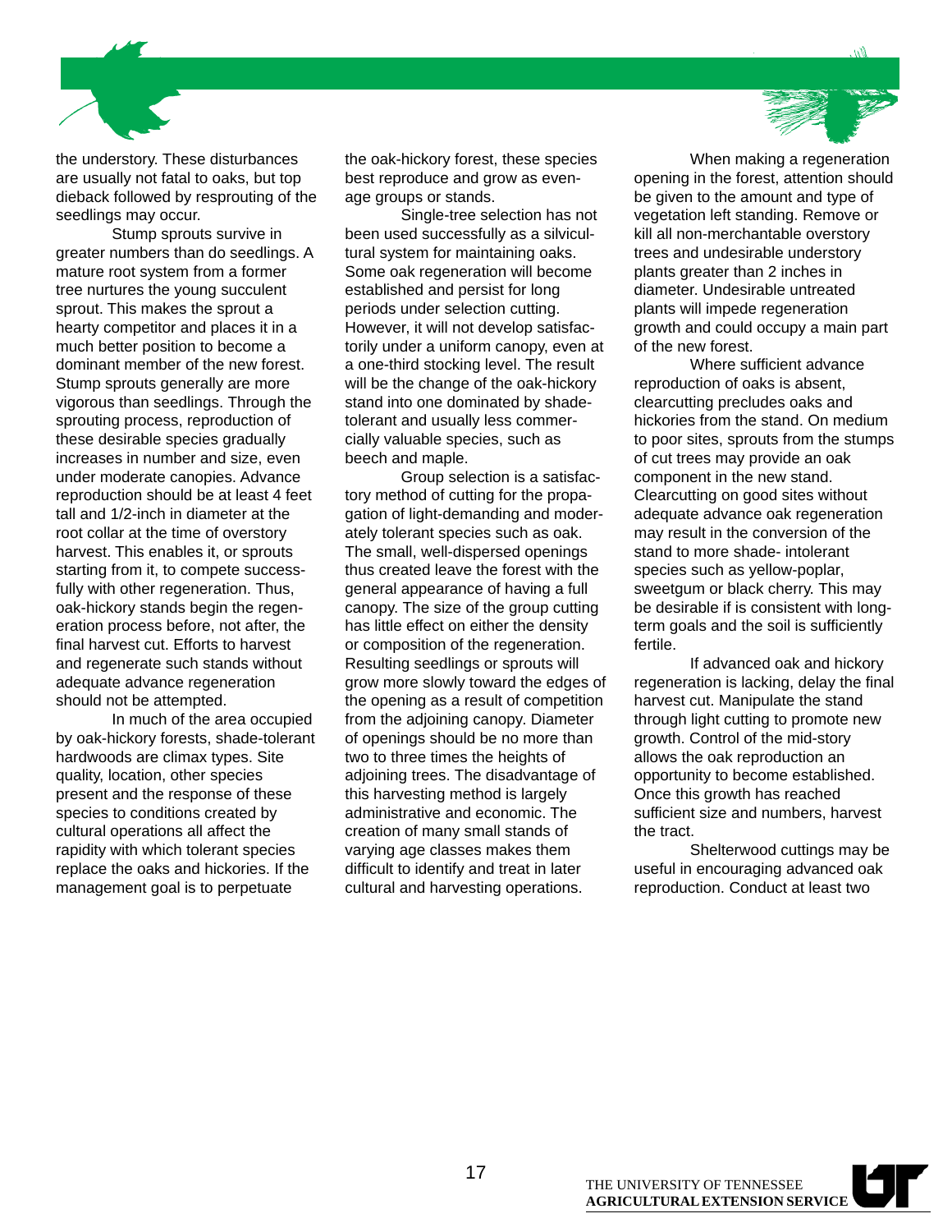the understory. These disturbances are usually not fatal to oaks, but top dieback followed by resprouting of the seedlings may occur.

Stump sprouts survive in greater numbers than do seedlings. A mature root system from a former tree nurtures the young succulent sprout. This makes the sprout a hearty competitor and places it in a much better position to become a dominant member of the new forest. Stump sprouts generally are more vigorous than seedlings. Through the sprouting process, reproduction of these desirable species gradually increases in number and size, even under moderate canopies. Advance reproduction should be at least 4 feet tall and 1/2-inch in diameter at the root collar at the time of overstory harvest. This enables it, or sprouts starting from it, to compete successfully with other regeneration. Thus, oak-hickory stands begin the regeneration process before, not after, the final harvest cut. Efforts to harvest and regenerate such stands without adequate advance regeneration should not be attempted.

In much of the area occupied by oak-hickory forests, shade-tolerant hardwoods are climax types. Site quality, location, other species present and the response of these species to conditions created by cultural operations all affect the rapidity with which tolerant species replace the oaks and hickories. If the management goal is to perpetuate the oak-hickory forest, these species best reproduce and grow as even-age groups or stands.

Single-tree selection has not been used successfully as a silvicultural system for maintaining oaks. Some oak regeneration will become established and persist for long periods under selection cutting. However, it will not develop satisfactorily under a uniform canopy, even at a one-third stocking level. The result will be the change of the oak-hickory stand into one dominated by shade-tolerant and usually less commercially valuable species, such as beech and maple.

Group selection is a satisfactory method of cutting for the propagation of light-demanding and moderately tolerant species such as oak. The small, well-dispersed openings thus created leave the forest with the general appearance of having a full canopy. The size of the group cutting has little effect on either the density or composition of the regeneration. Resulting seedlings or sprouts will grow more slowly toward the edges of the opening as a result of competition from the adjoining canopy. Diameter of openings should be no more than two to three times the heights of adjoining trees. The disadvantage of this harvesting method is largely administrative and economic. The creation of many small stands of varying age classes makes them difficult to identify and treat in later cultural and harvesting operations.

When making a regeneration opening in the forest, attention should be given to the amount and type of vegetation left standing. Remove or kill all non-merchantable overstory trees and undesirable understory plants greater than 2 inches in diameter. Undesirable untreated plants will impede regeneration growth and could occupy a main part of the new forest.

Where sufficient advance reproduction of oaks is absent, clearcutting precludes oaks and hickories from the stand. On medium to poor sites, sprouts from the stumps of cut trees may provide an oak component in the new stand. Clearcutting on good sites without adequate advance oak regeneration may result in the conversion of the stand to more shade- intolerant species such as yellow-poplar, sweetgum or black cherry. This may be desirable if is consistent with long-term goals and the soil is sufficiently fertile.

If advanced oak and hickory regeneration is lacking, delay the final harvest cut. Manipulate the stand through light cutting to promote new growth. Control of the mid-story allows the oak reproduction an opportunity to become established. Once this growth has reached sufficient size and numbers, harvest the tract.

Shelterwood cuttings may be useful in encouraging advanced oak reproduction. Conduct at least two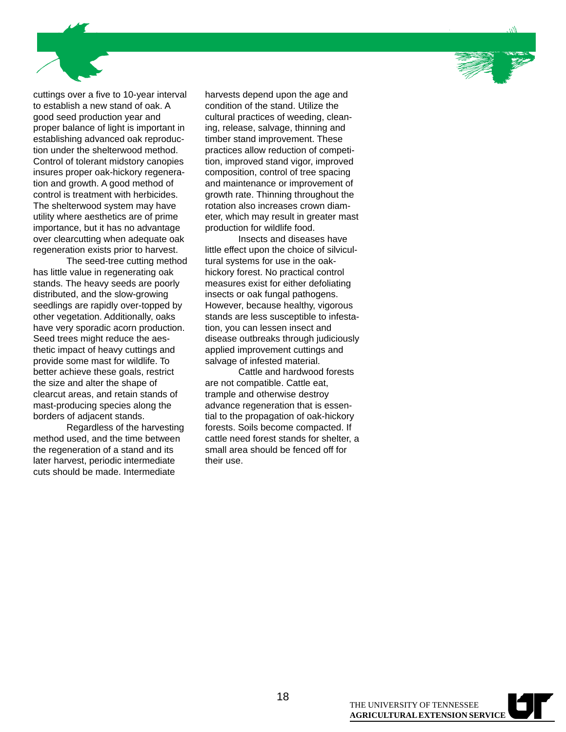cuttings over a five to 10-year interval to establish a new stand of oak. A good seed production year and proper balance of light is important in establishing advanced oak reproduction under the shelterwood method. Control of tolerant midstory canopies insures proper oak-hickory regeneration and growth. A good method of control is treatment with herbicides. The shelterwood system may have utility where aesthetics are of prime importance, but it has no advantage over clearcutting when adequate oak regeneration exists prior to harvest.

The seed-tree cutting method has little value in regenerating oak stands. The heavy seeds are poorly distributed, and the slow-growing seedlings are rapidly over-topped by other vegetation. Additionally, oaks have very sporadic acorn production. Seed trees might reduce the aesthetic impact of heavy cuttings and provide some mast for wildlife. To better achieve these goals, restrict the size and alter the shape of clearcut areas, and retain stands of mast-producing species along the borders of adjacent stands.

Regardless of the harvesting method used, and the time between the regeneration of a stand and its later harvest, periodic intermediate cuts should be made. Intermediate harvests depend upon the age and condition of the stand. Utilize the cultural practices of weeding, cleaning, release, salvage, thinning and timber stand improvement. These practices allow reduction of competition, improved stand vigor, improved composition, control of tree spacing and maintenance or improvement of growth rate. Thinning throughout the rotation also increases crown diameter, which may result in greater mast production for wildlife food.

Insects and diseases have little effect upon the choice of silvicultural systems for use in the oak-hickory forest. No practical control measures exist for either defoliating insects or oak fungal pathogens. However, because healthy, vigorous stands are less susceptible to infestation, you can lessen insect and disease outbreaks through judiciously applied improvement cuttings and salvage of infested material.

Cattle and hardwood forests are not compatible. Cattle eat, trample and otherwise destroy advance regeneration that is essential to the propagation of oak-hickory forests. Soils become compacted. If cattle need forest stands for shelter, a small area should be fenced off for their use.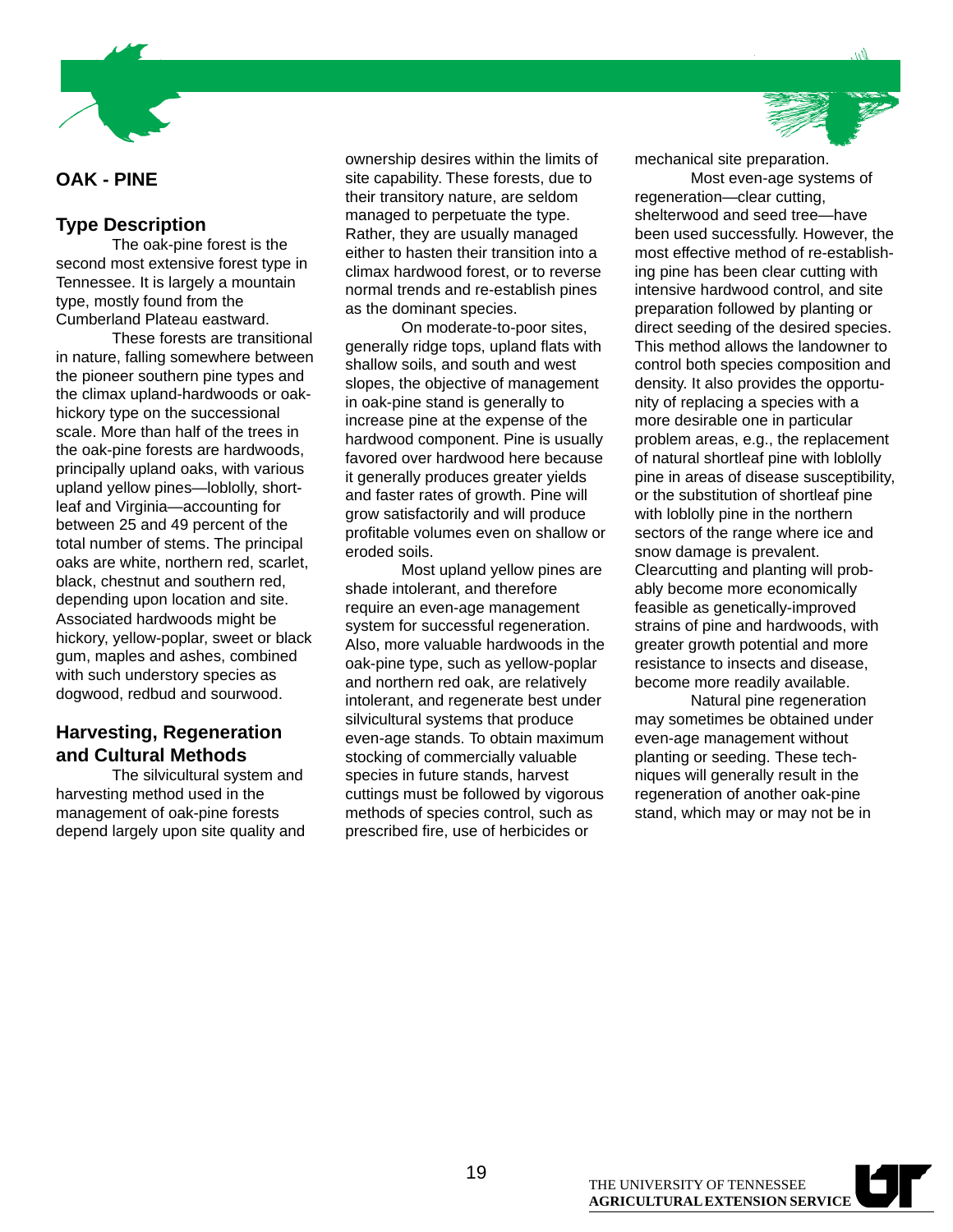## OAK - PINE

### Type Description

The oak-pine forest is the second most extensive forest type in Tennessee. It is largely a mountain type, mostly found from the Cumberland Plateau eastward.

These forests are transitional in nature, falling somewhere between the pioneer southern pine types and the climax upland-hardwoods or oak-hickory type on the successional scale. More than half of the trees in the oak-pine forests are hardwoods, principally upland oaks, with various upland yellow pines—loblolly, shortleaf and Virginia—accounting for between 25 and 49 percent of the total number of stems. The principal oaks are white, northern red, scarlet, black, chestnut and southern red, depending upon location and site. Associated hardwoods might be hickory, yellow-poplar, sweet or black gum, maples and ashes, combined with such understory species as dogwood, redbud and sourwood.

### Harvesting, Regeneration and Cultural Methods

The silvicultural system and harvesting method used in the management of oak-pine forests depend largely upon site quality and ownership desires within the limits of site capability. These forests, due to their transitory nature, are seldom managed to perpetuate the type. Rather, they are usually managed either to hasten their transition into a climax hardwood forest, or to reverse normal trends and re-establish pines as the dominant species.

On moderate-to-poor sites, generally ridge tops, upland flats with shallow soils, and south and west slopes, the objective of management in oak-pine stand is generally to increase pine at the expense of the hardwood component. Pine is usually favored over hardwood here because it generally produces greater yields and faster rates of growth. Pine will grow satisfactorily and will produce profitable volumes even on shallow or eroded soils.

Most upland yellow pines are shade intolerant, and therefore require an even-age management system for successful regeneration. Also, more valuable hardwoods in the oak-pine type, such as yellow-poplar and northern red oak, are relatively intolerant, and regenerate best under silvicultural systems that produce even-age stands. To obtain maximum stocking of commercially valuable species in future stands, harvest cuttings must be followed by vigorous methods of species control, such as prescribed fire, use of herbicides or mechanical site preparation.

Most even-age systems of regeneration—clear cutting, shelterwood and seed tree—have been used successfully. However, the most effective method of re-establishing pine has been clear cutting with intensive hardwood control, and site preparation followed by planting or direct seeding of the desired species. This method allows the landowner to control both species composition and density. It also provides the opportunity of replacing a species with a more desirable one in particular problem areas, e.g., the replacement of natural shortleaf pine with loblolly pine in areas of disease susceptibility, or the substitution of shortleaf pine with loblolly pine in the northern sectors of the range where ice and snow damage is prevalent. Clearcutting and planting will probably become more economically feasible as genetically-improved strains of pine and hardwoods, with greater growth potential and more resistance to insects and disease, become more readily available.

Natural pine regeneration may sometimes be obtained under even-age management without planting or seeding. These techniques will generally result in the regeneration of another oak-pine stand, which may or may not be in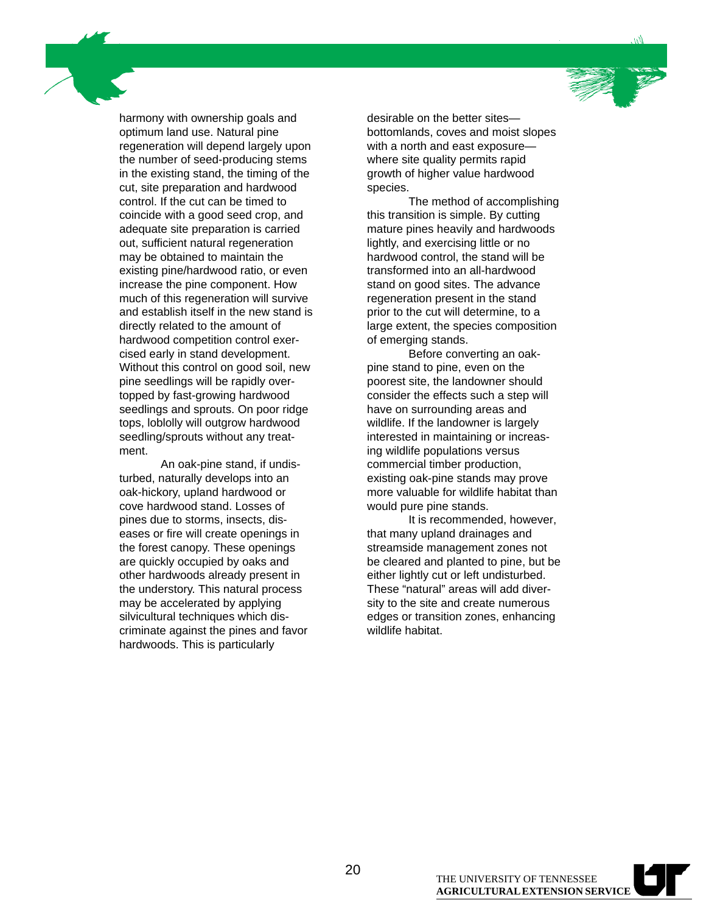harmony with ownership goals and optimum land use. Natural pine regeneration will depend largely upon the number of seed-producing stems in the existing stand, the timing of the cut, site preparation and hardwood control. If the cut can be timed to coincide with a good seed crop, and adequate site preparation is carried out, sufficient natural regeneration may be obtained to maintain the existing pine/hardwood ratio, or even increase the pine component. How much of this regeneration will survive and establish itself in the new stand is directly related to the amount of hardwood competition control exercised early in stand development. Without this control on good soil, new pine seedlings will be rapidly overtopped by fast-growing hardwood seedlings and sprouts. On poor ridge tops, loblolly will outgrow hardwood seedling/sprouts without any treatment.

An oak-pine stand, if undisturbed, naturally develops into an oak-hickory, upland hardwood or cove hardwood stand. Losses of pines due to storms, insects, diseases or fire will create openings in the forest canopy. These openings are quickly occupied by oaks and other hardwoods already present in the understory. This natural process may be accelerated by applying silvicultural techniques which discriminate against the pines and favor hardwoods. This is particularly desirable on the better sites—bottomlands, coves and moist slopes with a north and east exposure—where site quality permits rapid growth of higher value hardwood species.

The method of accomplishing this transition is simple. By cutting mature pines heavily and hardwoods lightly, and exercising little or no hardwood control, the stand will be transformed into an all-hardwood stand on good sites. The advance regeneration present in the stand prior to the cut will determine, to a large extent, the species composition of emerging stands.

Before converting an oak-pine stand to pine, even on the poorest site, the landowner should consider the effects such a step will have on surrounding areas and wildlife. If the landowner is largely interested in maintaining or increasing wildlife populations versus commercial timber production, existing oak-pine stands may prove more valuable for wildlife habitat than would pure pine stands.

It is recommended, however, that many upland drainages and streamside management zones not be cleared and planted to pine, but be either lightly cut or left undisturbed. These “natural” areas will add diversity to the site and create numerous edges or transition zones, enhancing wildlife habitat.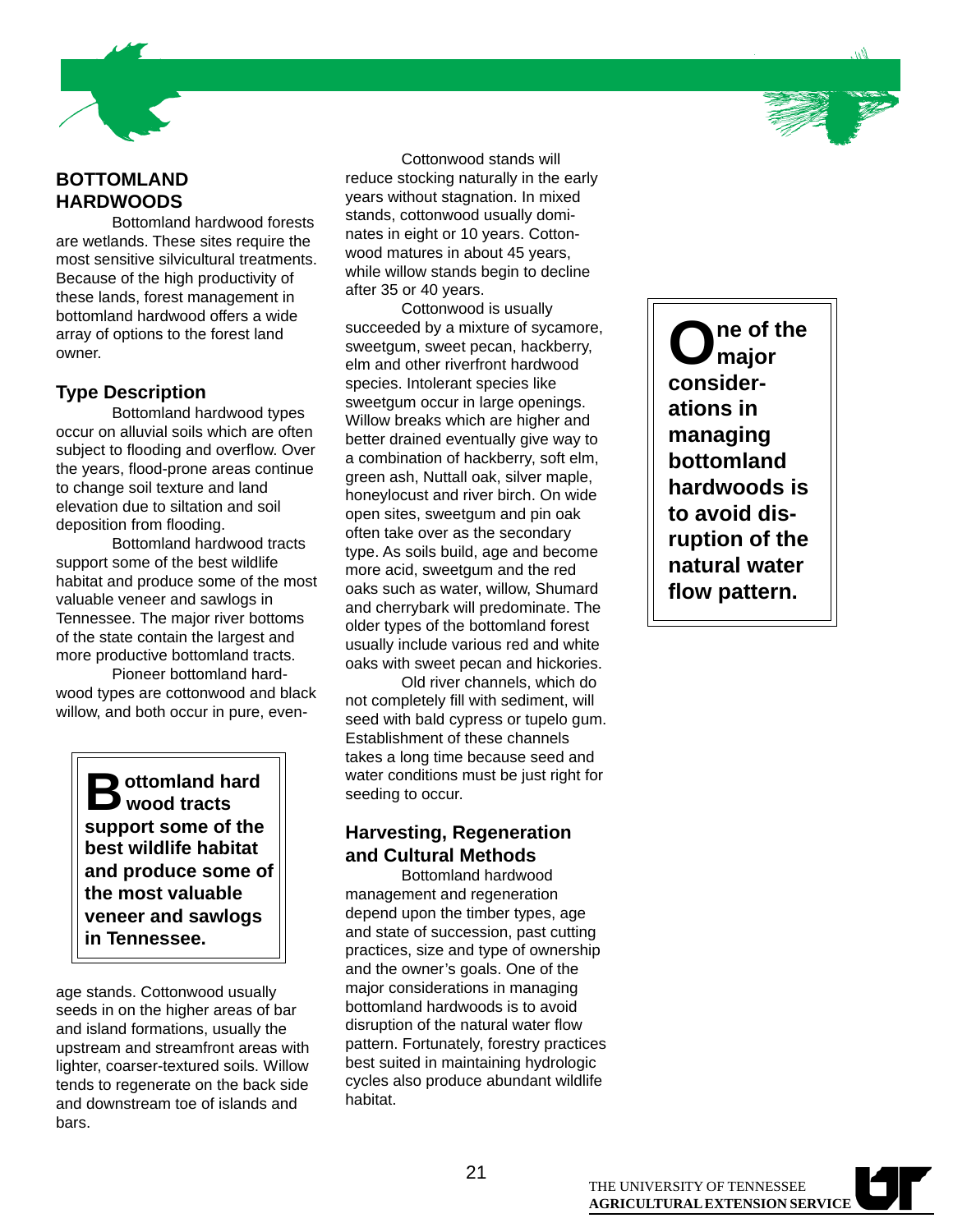## BOTTOMLAND HARDWOODS

Bottomland hardwood forests are wetlands. These sites require the most sensitive silvicultural treatments. Because of the high productivity of these lands, forest management in bottomland hardwood offers a wide array of options to the forest land owner.

### Type Description

Bottomland hardwood types occur on alluvial soils which are often subject to flooding and overflow. Over the years, flood-prone areas continue to change soil texture and land elevation due to siltation and soil deposition from flooding.

Bottomland hardwood tracts support some of the best wildlife habitat and produce some of the most valuable veneer and sawlogs in Tennessee. The major river bottoms of the state contain the largest and more productive bottomland tracts.

Pioneer bottomland hardwood types are cottonwood and black willow, and both occur in pure, even-age stands. Cottonwood usually seeds in on the higher areas of bar and island formations, usually the upstream and streamfront areas with lighter, coarser-textured soils. Willow tends to regenerate on the back side and downstream toe of islands and bars.

> **Bottomland hard wood tracts support some of the best wildlife habitat and produce some of the most valuable veneer and sawlogs in Tennessee.**

Cottonwood stands will reduce stocking naturally in the early years without stagnation. In mixed stands, cottonwood usually dominates in eight or 10 years. Cottonwood matures in about 45 years, while willow stands begin to decline after 35 or 40 years.

Cottonwood is usually succeeded by a mixture of sycamore, sweetgum, sweet pecan, hackberry, elm and other riverfront hardwood species. Intolerant species like sweetgum occur in large openings. Willow breaks which are higher and better drained eventually give way to a combination of hackberry, soft elm, green ash, Nuttall oak, silver maple, honeylocust and river birch. On wide open sites, sweetgum and pin oak often take over as the secondary type. As soils build, age and become more acid, sweetgum and the red oaks such as water, willow, Shumard and cherrybark will predominate. The older types of the bottomland forest usually include various red and white oaks with sweet pecan and hickories.

Old river channels, which do not completely fill with sediment, will seed with bald cypress or tupelo gum. Establishment of these channels takes a long time because seed and water conditions must be just right for seeding to occur.

### Harvesting, Regeneration and Cultural Methods

Bottomland hardwood management and regeneration depend upon the timber types, age and state of succession, past cutting practices, size and type of ownership and the owner's goals. One of the major considerations in managing bottomland hardwoods is to avoid disruption of the natural water flow pattern. Fortunately, forestry practices best suited in maintaining hydrologic cycles also produce abundant wildlife habitat.

> **One of the major considerations in managing bottomland hardwoods is to avoid disruption of the natural water flow pattern.**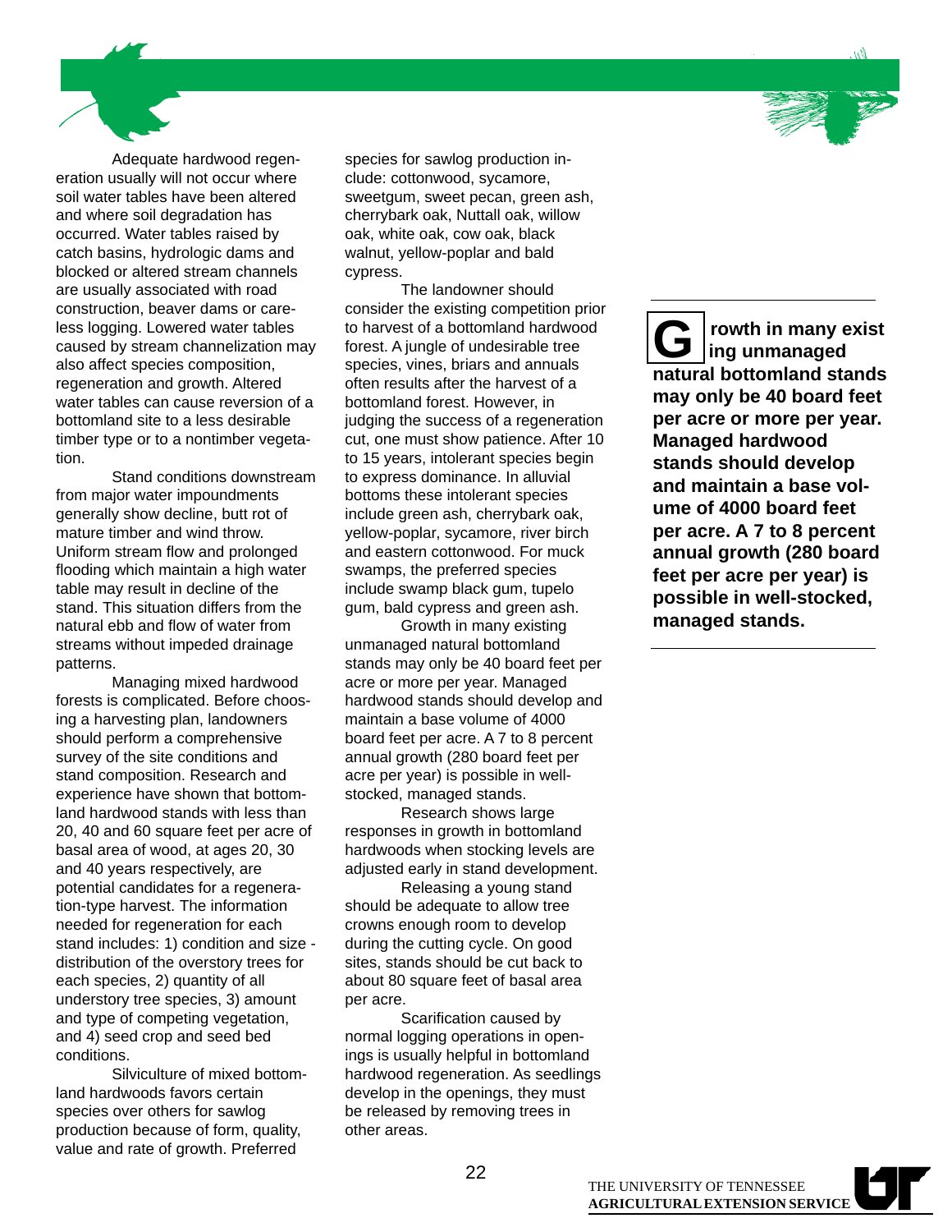Adequate hardwood regeneration usually will not occur where soil water tables have been altered and where soil degradation has occurred. Water tables raised by catch basins, hydrologic dams and blocked or altered stream channels are usually associated with road construction, beaver dams or careless logging. Lowered water tables caused by stream channelization may also affect species composition, regeneration and growth. Altered water tables can cause reversion of a bottomland site to a less desirable timber type or to a nontimber vegetation.

Stand conditions downstream from major water impoundments generally show decline, butt rot of mature timber and wind throw. Uniform stream flow and prolonged flooding which maintain a high water table may result in decline of the stand. This situation differs from the natural ebb and flow of water from streams without impeded drainage patterns.

Managing mixed hardwood forests is complicated. Before choosing a harvesting plan, landowners should perform a comprehensive survey of the site conditions and stand composition. Research and experience have shown that bottomland hardwood stands with less than 20, 40 and 60 square feet per acre of basal area of wood, at ages 20, 30 and 40 years respectively, are potential candidates for a regeneration-type harvest. The information needed for regeneration for each stand includes: 1) condition and size - distribution of the overstory trees for each species, 2) quantity of all understory tree species, 3) amount and type of competing vegetation, and 4) seed crop and seed bed conditions.

Silviculture of mixed bottomland hardwoods favors certain species over others for sawlog production because of form, quality, value and rate of growth. Preferred species for sawlog production include: cottonwood, sycamore, sweetgum, sweet pecan, green ash, cherrybark oak, Nuttall oak, willow oak, white oak, cow oak, black walnut, yellow-poplar and bald cypress.

The landowner should consider the existing competition prior to harvest of a bottomland hardwood forest. A jungle of undesirable tree species, vines, briars and annuals often results after the harvest of a bottomland forest. However, in judging the success of a regeneration cut, one must show patience. After 10 to 15 years, intolerant species begin to express dominance. In alluvial bottoms these intolerant species include green ash, cherrybark oak, yellow-poplar, sycamore, river birch and eastern cottonwood. For muck swamps, the preferred species include swamp black gum, tupelo gum, bald cypress and green ash.

Growth in many existing unmanaged natural bottomland stands may only be 40 board feet per acre or more per year. Managed hardwood stands should develop and maintain a base volume of 4000 board feet per acre. A 7 to 8 percent annual growth (280 board feet per acre per year) is possible in well-stocked, managed stands.

Research shows large responses in growth in bottomland hardwoods when stocking levels are adjusted early in stand development.

Releasing a young stand should be adequate to allow tree crowns enough room to develop during the cutting cycle. On good sites, stands should be cut back to about 80 square feet of basal area per acre.

Scarification caused by normal logging operations in openings is usually helpful in bottomland hardwood regeneration. As seedlings develop in the openings, they must be released by removing trees in other areas.

---

**Growth in many existing unmanaged natural bottomland stands may only be 40 board feet per acre or more per year. Managed hardwood stands should develop and maintain a base volume of 4000 board feet per acre. A 7 to 8 percent annual growth (280 board feet per acre per year) is possible in well-stocked, managed stands.**

---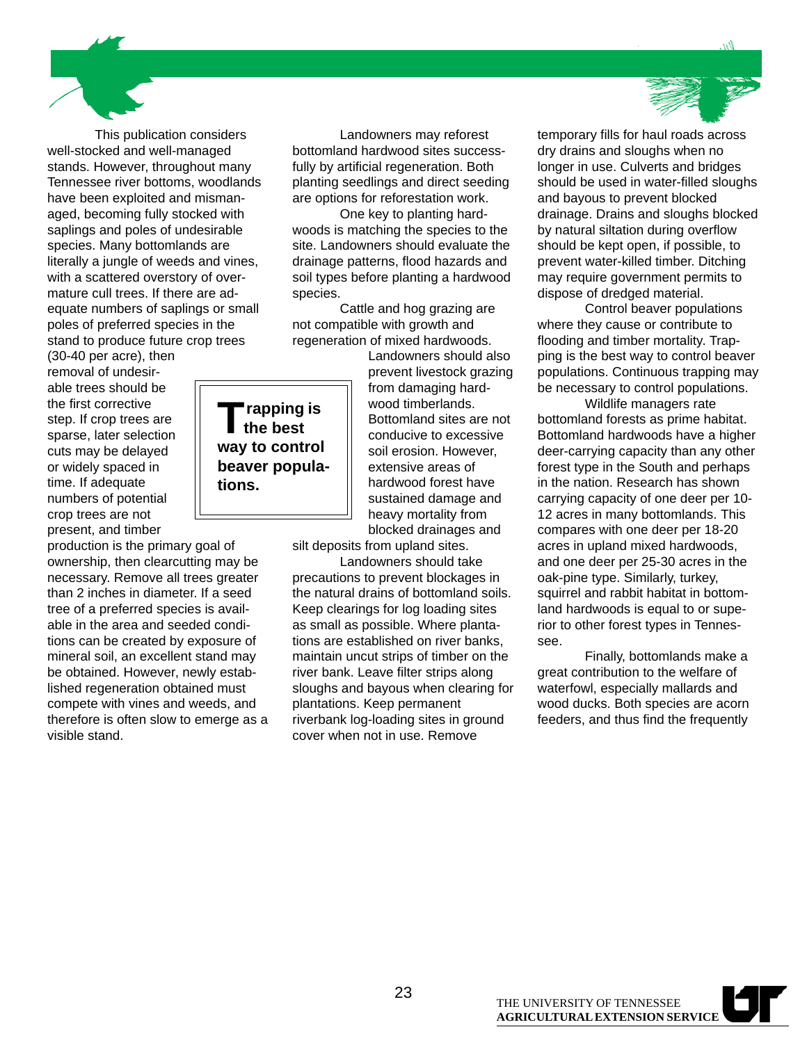This publication considers well-stocked and well-managed stands. However, throughout many Tennessee river bottoms, woodlands have been exploited and mismanaged, becoming fully stocked with saplings and poles of undesirable species. Many bottomlands are literally a jungle of weeds and vines, with a scattered overstory of overmature cull trees. If there are adequate numbers of saplings or small poles of preferred species in the stand to produce future crop trees (30-40 per acre), then removal of undesirable trees should be the first corrective step. If crop trees are sparse, later selection cuts may be delayed or widely spaced in time. If adequate numbers of potential crop trees are not present, and timber production is the primary goal of ownership, then clearcutting may be necessary. Remove all trees greater than 2 inches in diameter. If a seed tree of a preferred species is available in the area and seeded conditions can be created by exposure of mineral soil, an excellent stand may be obtained. However, newly established regeneration obtained must compete with vines and weeds, and therefore is often slow to emerge as a visible stand.

> **Trapping is the best way to control beaver populations.**

Landowners may reforest bottomland hardwood sites successfully by artificial regeneration. Both planting seedlings and direct seeding are options for reforestation work.

One key to planting hardwoods is matching the species to the site. Landowners should evaluate the drainage patterns, flood hazards and soil types before planting a hardwood species.

Cattle and hog grazing are not compatible with growth and regeneration of mixed hardwoods. Landowners should also prevent livestock grazing from damaging hardwood timberlands. Bottomland sites are not conducive to excessive soil erosion. However, extensive areas of hardwood forest have sustained damage and heavy mortality from blocked drainages and silt deposits from upland sites.

Landowners should take precautions to prevent blockages in the natural drains of bottomland soils. Keep clearings for log loading sites as small as possible. Where plantations are established on river banks, maintain uncut strips of timber on the river bank. Leave filter strips along sloughs and bayous when clearing for plantations. Keep permanent riverbank log-loading sites in ground cover when not in use. Remove temporary fills for haul roads across dry drains and sloughs when no longer in use. Culverts and bridges should be used in water-filled sloughs and bayous to prevent blocked drainage. Drains and sloughs blocked by natural siltation during overflow should be kept open, if possible, to prevent water-killed timber. Ditching may require government permits to dispose of dredged material.

Control beaver populations where they cause or contribute to flooding and timber mortality. Trapping is the best way to control beaver populations. Continuous trapping may be necessary to control populations.

Wildlife managers rate bottomland forests as prime habitat. Bottomland hardwoods have a higher deer-carrying capacity than any other forest type in the South and perhaps in the nation. Research has shown carrying capacity of one deer per 10-12 acres in many bottomlands. This compares with one deer per 18-20 acres in upland mixed hardwoods, and one deer per 25-30 acres in the oak-pine type. Similarly, turkey, squirrel and rabbit habitat in bottomland hardwoods is equal to or superior to other forest types in Tennessee.

Finally, bottomlands make a great contribution to the welfare of waterfowl, especially mallards and wood ducks. Both species are acorn feeders, and thus find the frequently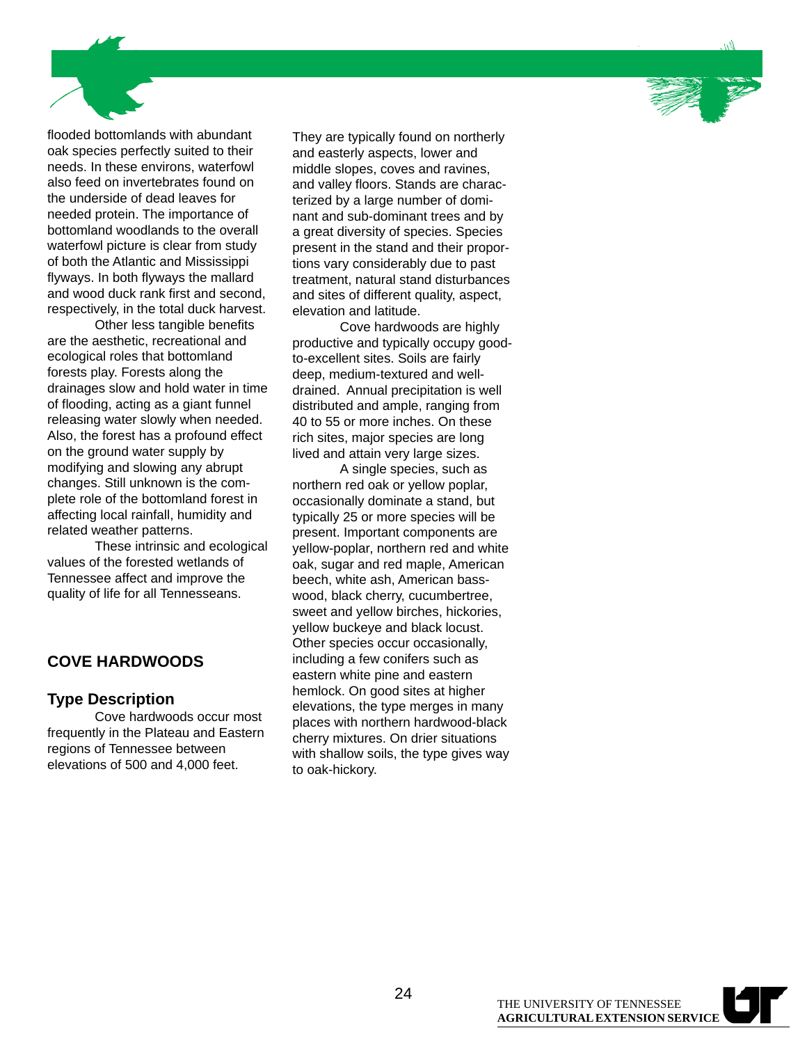flooded bottomlands with abundant oak species perfectly suited to their needs. In these environs, waterfowl also feed on invertebrates found on the underside of dead leaves for needed protein. The importance of bottomland woodlands to the overall waterfowl picture is clear from study of both the Atlantic and Mississippi flyways. In both flyways the mallard and wood duck rank first and second, respectively, in the total duck harvest.

Other less tangible benefits are the aesthetic, recreational and ecological roles that bottomland forests play. Forests along the drainages slow and hold water in time of flooding, acting as a giant funnel releasing water slowly when needed. Also, the forest has a profound effect on the ground water supply by modifying and slowing any abrupt changes. Still unknown is the complete role of the bottomland forest in affecting local rainfall, humidity and related weather patterns.

These intrinsic and ecological values of the forested wetlands of Tennessee affect and improve the quality of life for all Tennesseans.

## COVE HARDWOODS

### Type Description

Cove hardwoods occur most frequently in the Plateau and Eastern regions of Tennessee between elevations of 500 and 4,000 feet. They are typically found on northerly and easterly aspects, lower and middle slopes, coves and ravines, and valley floors. Stands are characterized by a large number of dominant and sub-dominant trees and by a great diversity of species. Species present in the stand and their proportions vary considerably due to past treatment, natural stand disturbances and sites of different quality, aspect, elevation and latitude.

Cove hardwoods are highly productive and typically occupy good-to-excellent sites. Soils are fairly deep, medium-textured and well-drained. Annual precipitation is well distributed and ample, ranging from 40 to 55 or more inches. On these rich sites, major species are long lived and attain very large sizes.

A single species, such as northern red oak or yellow poplar, occasionally dominate a stand, but typically 25 or more species will be present. Important components are yellow-poplar, northern red and white oak, sugar and red maple, American beech, white ash, American basswood, black cherry, cucumbertree, sweet and yellow birches, hickories, yellow buckeye and black locust. Other species occur occasionally, including a few conifers such as eastern white pine and eastern hemlock. On good sites at higher elevations, the type merges in many places with northern hardwood-black cherry mixtures. On drier situations with shallow soils, the type gives way to oak-hickory.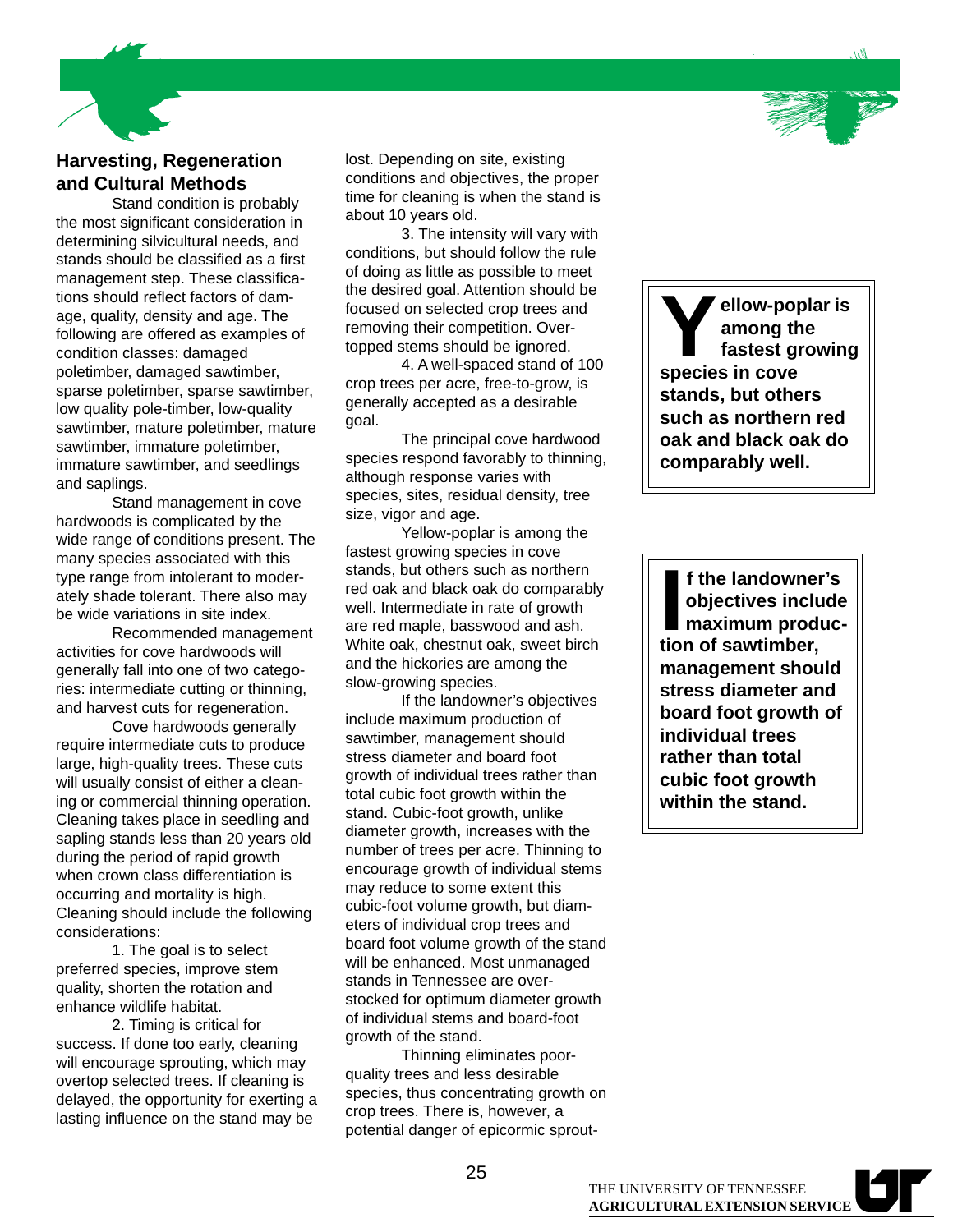## Harvesting, Regeneration and Cultural Methods

Stand condition is probably the most significant consideration in determining silvicultural needs, and stands should be classified as a first management step. These classifications should reflect factors of damage, quality, density and age. The following are offered as examples of condition classes: damaged poletimber, damaged sawtimber, sparse poletimber, sparse sawtimber, low quality pole-timber, low-quality sawtimber, mature poletimber, mature sawtimber, immature poletimber, immature sawtimber, and seedlings and saplings.

Stand management in cove hardwoods is complicated by the wide range of conditions present. The many species associated with this type range from intolerant to moderately shade tolerant. There also may be wide variations in site index.

Recommended management activities for cove hardwoods will generally fall into one of two categories: intermediate cutting or thinning, and harvest cuts for regeneration.

Cove hardwoods generally require intermediate cuts to produce large, high-quality trees. These cuts will usually consist of either a cleaning or commercial thinning operation. Cleaning takes place in seedling and sapling stands less than 20 years old during the period of rapid growth when crown class differentiation is occurring and mortality is high. Cleaning should include the following considerations:

1. The goal is to select preferred species, improve stem quality, shorten the rotation and enhance wildlife habitat.

2. Timing is critical for success. If done too early, cleaning will encourage sprouting, which may overtop selected trees. If cleaning is delayed, the opportunity for exerting a lasting influence on the stand may be lost. Depending on site, existing conditions and objectives, the proper time for cleaning is when the stand is about 10 years old.

3. The intensity will vary with conditions, but should follow the rule of doing as little as possible to meet the desired goal. Attention should be focused on selected crop trees and removing their competition. Overtopped stems should be ignored.

4. A well-spaced stand of 100 crop trees per acre, free-to-grow, is generally accepted as a desirable goal.

The principal cove hardwood species respond favorably to thinning, although response varies with species, sites, residual density, tree size, vigor and age.

Yellow-poplar is among the fastest growing species in cove stands, but others such as northern red oak and black oak do comparably well. Intermediate in rate of growth are red maple, basswood and ash. White oak, chestnut oak, sweet birch and the hickories are among the slow-growing species.

If the landowner's objectives include maximum production of sawtimber, management should stress diameter and board foot growth of individual trees rather than total cubic foot growth within the stand. Cubic-foot growth, unlike diameter growth, increases with the number of trees per acre. Thinning to encourage growth of individual stems may reduce to some extent this cubic-foot volume growth, but diameters of individual crop trees and board foot volume growth of the stand will be enhanced. Most unmanaged stands in Tennessee are overstocked for optimum diameter growth of individual stems and board-foot growth of the stand.

Thinning eliminates poor-quality trees and less desirable species, thus concentrating growth on crop trees. There is, however, a potential danger of epicormic sprout-

> **Yellow-poplar is among the fastest growing species in cove stands, but others such as northern red oak and black oak do comparably well.**

> **If the landowner's objectives include maximum production of sawtimber, management should stress diameter and board foot growth of individual trees rather than total cubic foot growth within the stand.**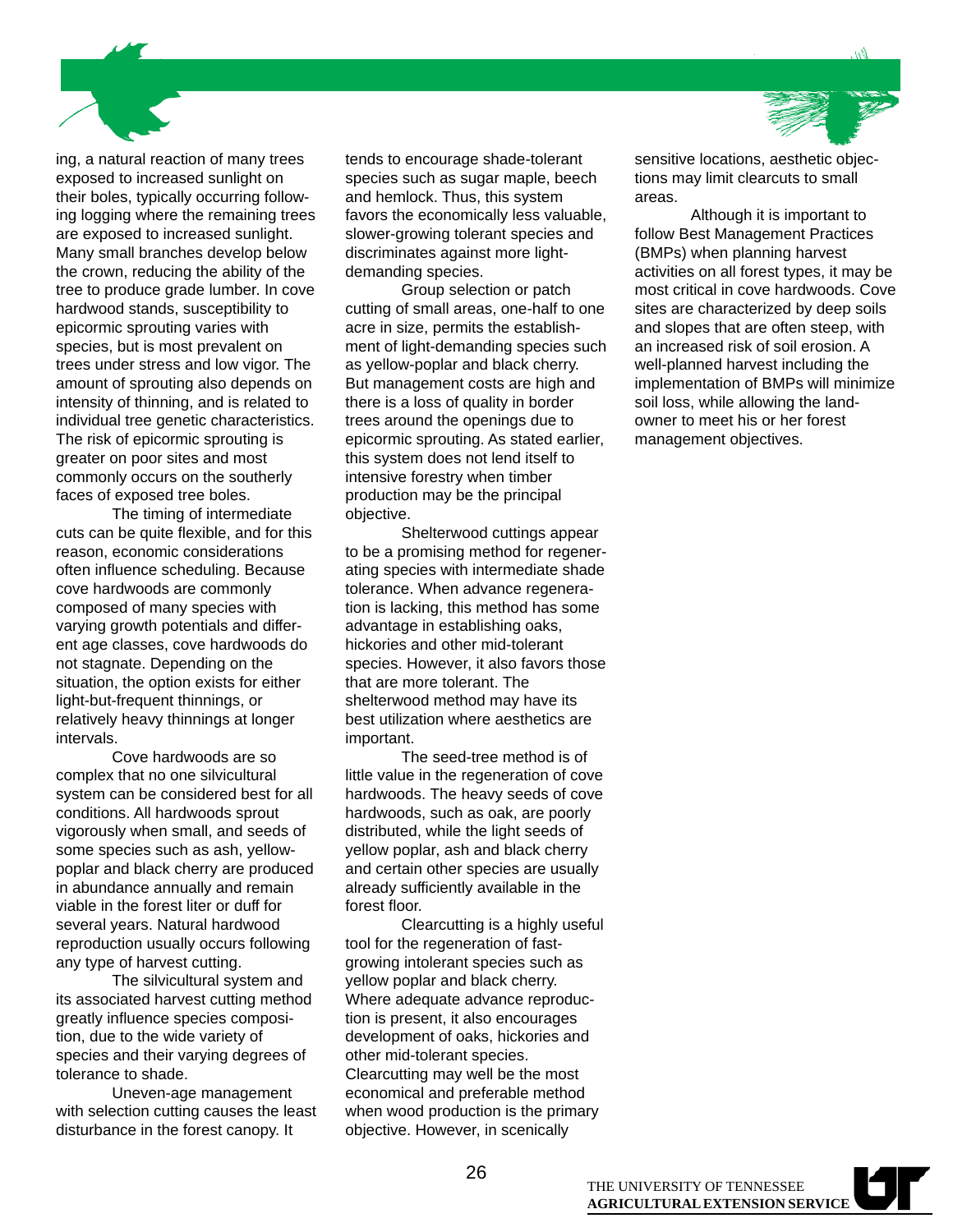ing, a natural reaction of many trees exposed to increased sunlight on their boles, typically occurring following logging where the remaining trees are exposed to increased sunlight. Many small branches develop below the crown, reducing the ability of the tree to produce grade lumber. In cove hardwood stands, susceptibility to epicormic sprouting varies with species, but is most prevalent on trees under stress and low vigor. The amount of sprouting also depends on intensity of thinning, and is related to individual tree genetic characteristics. The risk of epicormic sprouting is greater on poor sites and most commonly occurs on the southerly faces of exposed tree boles.

The timing of intermediate cuts can be quite flexible, and for this reason, economic considerations often influence scheduling. Because cove hardwoods are commonly composed of many species with varying growth potentials and different age classes, cove hardwoods do not stagnate. Depending on the situation, the option exists for either light-but-frequent thinnings, or relatively heavy thinnings at longer intervals.

Cove hardwoods are so complex that no one silvicultural system can be considered best for all conditions. All hardwoods sprout vigorously when small, and seeds of some species such as ash, yellow-poplar and black cherry are produced in abundance annually and remain viable in the forest liter or duff for several years. Natural hardwood reproduction usually occurs following any type of harvest cutting.

The silvicultural system and its associated harvest cutting method greatly influence species composition, due to the wide variety of species and their varying degrees of tolerance to shade.

Uneven-age management with selection cutting causes the least disturbance in the forest canopy. It tends to encourage shade-tolerant species such as sugar maple, beech and hemlock. Thus, this system favors the economically less valuable, slower-growing tolerant species and discriminates against more light-demanding species.

Group selection or patch cutting of small areas, one-half to one acre in size, permits the establishment of light-demanding species such as yellow-poplar and black cherry. But management costs are high and there is a loss of quality in border trees around the openings due to epicormic sprouting. As stated earlier, this system does not lend itself to intensive forestry when timber production may be the principal objective.

Shelterwood cuttings appear to be a promising method for regenerating species with intermediate shade tolerance. When advance regeneration is lacking, this method has some advantage in establishing oaks, hickories and other mid-tolerant species. However, it also favors those that are more tolerant. The shelterwood method may have its best utilization where aesthetics are important.

The seed-tree method is of little value in the regeneration of cove hardwoods. The heavy seeds of cove hardwoods, such as oak, are poorly distributed, while the light seeds of yellow poplar, ash and black cherry and certain other species are usually already sufficiently available in the forest floor.

Clearcutting is a highly useful tool for the regeneration of fast-growing intolerant species such as yellow poplar and black cherry. Where adequate advance reproduction is present, it also encourages development of oaks, hickories and other mid-tolerant species. Clearcutting may well be the most economical and preferable method when wood production is the primary objective. However, in scenically sensitive locations, aesthetic objections may limit clearcuts to small areas.

Although it is important to follow Best Management Practices (BMPs) when planning harvest activities on all forest types, it may be most critical in cove hardwoods. Cove sites are characterized by deep soils and slopes that are often steep, with an increased risk of soil erosion. A well-planned harvest including the implementation of BMPs will minimize soil loss, while allowing the landowner to meet his or her forest management objectives.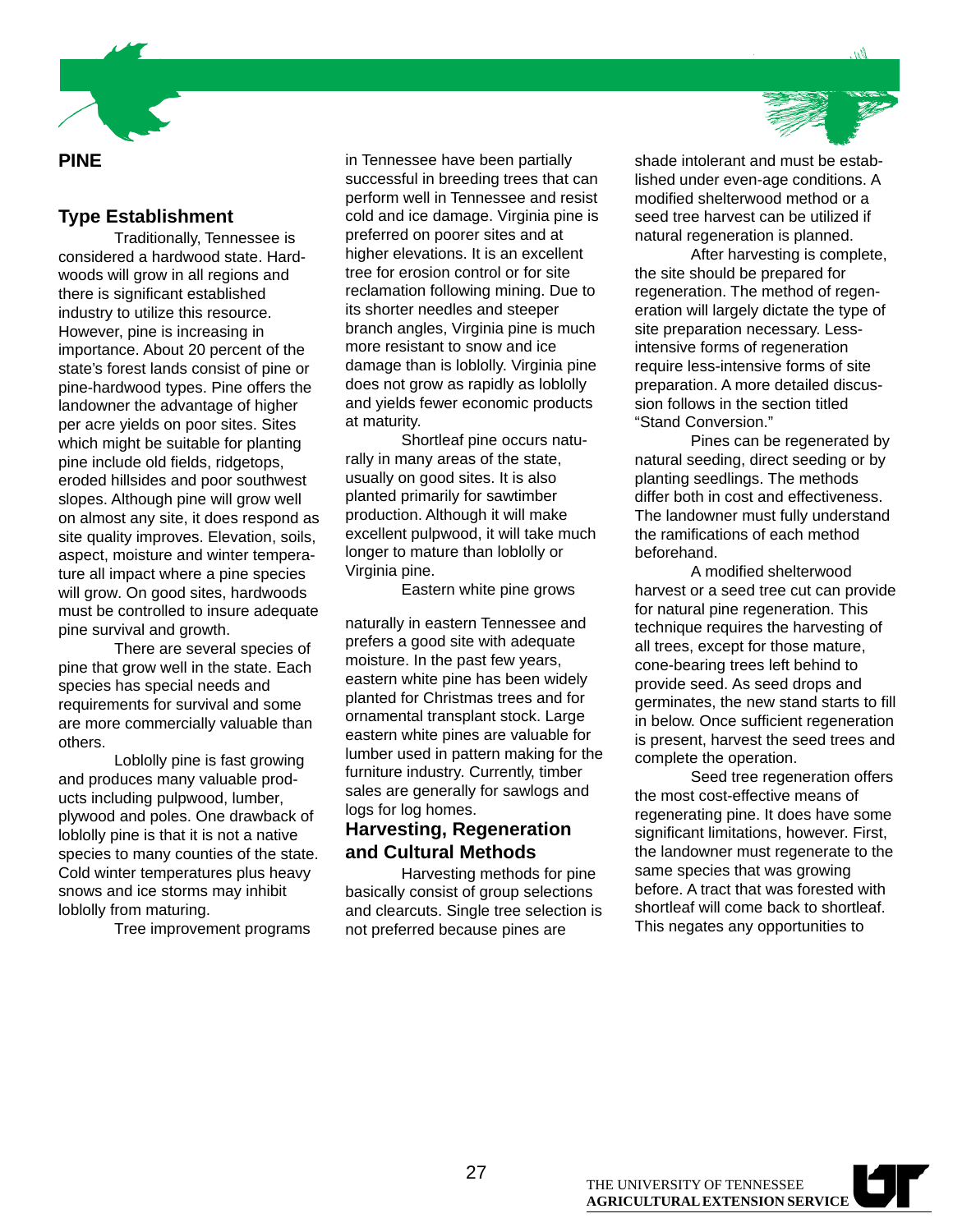# PINE

## Type Establishment

Traditionally, Tennessee is considered a hardwood state. Hardwoods will grow in all regions and there is significant established industry to utilize this resource. However, pine is increasing in importance. About 20 percent of the state's forest lands consist of pine or pine-hardwood types. Pine offers the landowner the advantage of higher per acre yields on poor sites. Sites which might be suitable for planting pine include old fields, ridgetops, eroded hillsides and poor southwest slopes. Although pine will grow well on almost any site, it does respond as site quality improves. Elevation, soils, aspect, moisture and winter temperature all impact where a pine species will grow. On good sites, hardwoods must be controlled to insure adequate pine survival and growth.

There are several species of pine that grow well in the state. Each species has special needs and requirements for survival and some are more commercially valuable than others.

Loblolly pine is fast growing and produces many valuable products including pulpwood, lumber, plywood and poles. One drawback of loblolly pine is that it is not a native species to many counties of the state. Cold winter temperatures plus heavy snows and ice storms may inhibit loblolly from maturing.

Tree improvement programs in Tennessee have been partially successful in breeding trees that can perform well in Tennessee and resist cold and ice damage. Virginia pine is preferred on poorer sites and at higher elevations. It is an excellent tree for erosion control or for site reclamation following mining. Due to its shorter needles and steeper branch angles, Virginia pine is much more resistant to snow and ice damage than is loblolly. Virginia pine does not grow as rapidly as loblolly and yields fewer economic products at maturity.

Shortleaf pine occurs naturally in many areas of the state, usually on good sites. It is also planted primarily for sawtimber production. Although it will make excellent pulpwood, it will take much longer to mature than loblolly or Virginia pine.

Eastern white pine grows naturally in eastern Tennessee and prefers a good site with adequate moisture. In the past few years, eastern white pine has been widely planted for Christmas trees and for ornamental transplant stock. Large eastern white pines are valuable for lumber used in pattern making for the furniture industry. Currently, timber sales are generally for sawlogs and logs for log homes.

## Harvesting, Regeneration and Cultural Methods

Harvesting methods for pine basically consist of group selections and clearcuts. Single tree selection is not preferred because pines are shade intolerant and must be established under even-age conditions. A modified shelterwood method or a seed tree harvest can be utilized if natural regeneration is planned.

After harvesting is complete, the site should be prepared for regeneration. The method of regeneration will largely dictate the type of site preparation necessary. Less-intensive forms of regeneration require less-intensive forms of site preparation. A more detailed discussion follows in the section titled "Stand Conversion."

Pines can be regenerated by natural seeding, direct seeding or by planting seedlings. The methods differ both in cost and effectiveness. The landowner must fully understand the ramifications of each method beforehand.

A modified shelterwood harvest or a seed tree cut can provide for natural pine regeneration. This technique requires the harvesting of all trees, except for those mature, cone-bearing trees left behind to provide seed. As seed drops and germinates, the new stand starts to fill in below. Once sufficient regeneration is present, harvest the seed trees and complete the operation.

Seed tree regeneration offers the most cost-effective means of regenerating pine. It does have some significant limitations, however. First, the landowner must regenerate to the same species that was growing before. A tract that was forested with shortleaf will come back to shortleaf. This negates any opportunities to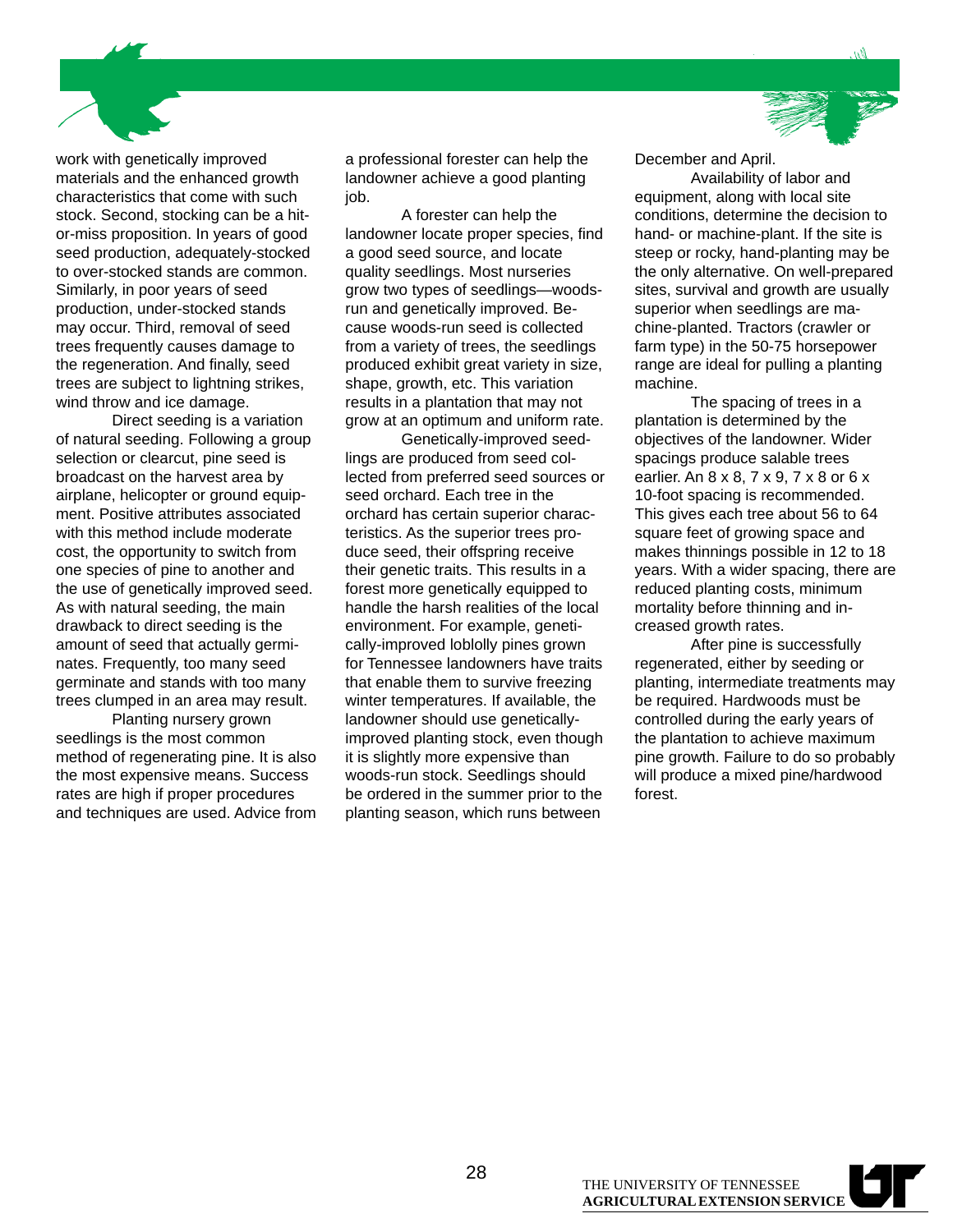work with genetically improved materials and the enhanced growth characteristics that come with such stock. Second, stocking can be a hit-or-miss proposition. In years of good seed production, adequately-stocked to over-stocked stands are common. Similarly, in poor years of seed production, under-stocked stands may occur. Third, removal of seed trees frequently causes damage to the regeneration. And finally, seed trees are subject to lightning strikes, wind throw and ice damage.

Direct seeding is a variation of natural seeding. Following a group selection or clearcut, pine seed is broadcast on the harvest area by airplane, helicopter or ground equipment. Positive attributes associated with this method include moderate cost, the opportunity to switch from one species of pine to another and the use of genetically improved seed. As with natural seeding, the main drawback to direct seeding is the amount of seed that actually germinates. Frequently, too many seed germinate and stands with too many trees clumped in an area may result.

Planting nursery grown seedlings is the most common method of regenerating pine. It is also the most expensive means. Success rates are high if proper procedures and techniques are used. Advice from a professional forester can help the landowner achieve a good planting job.

A forester can help the landowner locate proper species, find a good seed source, and locate quality seedlings. Most nurseries grow two types of seedlings—woods-run and genetically improved. Because woods-run seed is collected from a variety of trees, the seedlings produced exhibit great variety in size, shape, growth, etc. This variation results in a plantation that may not grow at an optimum and uniform rate.

Genetically-improved seedlings are produced from seed collected from preferred seed sources or seed orchard. Each tree in the orchard has certain superior characteristics. As the superior trees produce seed, their offspring receive their genetic traits. This results in a forest more genetically equipped to handle the harsh realities of the local environment. For example, genetically-improved loblolly pines grown for Tennessee landowners have traits that enable them to survive freezing winter temperatures. If available, the landowner should use genetically-improved planting stock, even though it is slightly more expensive than woods-run stock. Seedlings should be ordered in the summer prior to the planting season, which runs between December and April.

Availability of labor and equipment, along with local site conditions, determine the decision to hand- or machine-plant. If the site is steep or rocky, hand-planting may be the only alternative. On well-prepared sites, survival and growth are usually superior when seedlings are machine-planted. Tractors (crawler or farm type) in the 50-75 horsepower range are ideal for pulling a planting machine.

The spacing of trees in a plantation is determined by the objectives of the landowner. Wider spacings produce salable trees earlier. An 8 x 8, 7 x 9, 7 x 8 or 6 x 10-foot spacing is recommended. This gives each tree about 56 to 64 square feet of growing space and makes thinnings possible in 12 to 18 years. With a wider spacing, there are reduced planting costs, minimum mortality before thinning and increased growth rates.

After pine is successfully regenerated, either by seeding or planting, intermediate treatments may be required. Hardwoods must be controlled during the early years of the plantation to achieve maximum pine growth. Failure to do so probably will produce a mixed pine/hardwood forest.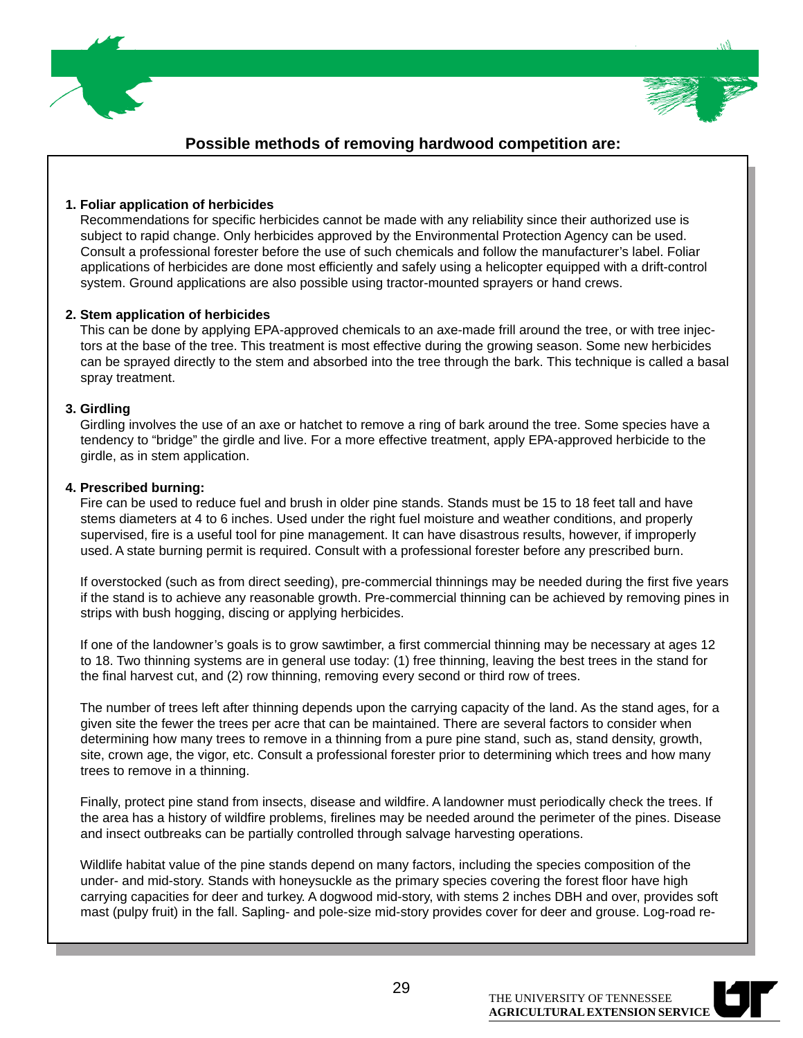## Possible methods of removing hardwood competition are:

**1. Foliar application of herbicides**

Recommendations for specific herbicides cannot be made with any reliability since their authorized use is subject to rapid change. Only herbicides approved by the Environmental Protection Agency can be used. Consult a professional forester before the use of such chemicals and follow the manufacturer's label. Foliar applications of herbicides are done most efficiently and safely using a helicopter equipped with a drift-control system. Ground applications are also possible using tractor-mounted sprayers or hand crews.

**2. Stem application of herbicides**

This can be done by applying EPA-approved chemicals to an axe-made frill around the tree, or with tree injectors at the base of the tree. This treatment is most effective during the growing season. Some new herbicides can be sprayed directly to the stem and absorbed into the tree through the bark. This technique is called a basal spray treatment.

**3. Girdling**

Girdling involves the use of an axe or hatchet to remove a ring of bark around the tree. Some species have a tendency to "bridge" the girdle and live. For a more effective treatment, apply EPA-approved herbicide to the girdle, as in stem application.

**4. Prescribed burning:**

Fire can be used to reduce fuel and brush in older pine stands. Stands must be 15 to 18 feet tall and have stems diameters at 4 to 6 inches. Used under the right fuel moisture and weather conditions, and properly supervised, fire is a useful tool for pine management. It can have disastrous results, however, if improperly used. A state burning permit is required. Consult with a professional forester before any prescribed burn.

If overstocked (such as from direct seeding), pre-commercial thinnings may be needed during the first five years if the stand is to achieve any reasonable growth. Pre-commercial thinning can be achieved by removing pines in strips with bush hogging, discing or applying herbicides.

If one of the landowner's goals is to grow sawtimber, a first commercial thinning may be necessary at ages 12 to 18. Two thinning systems are in general use today: (1) free thinning, leaving the best trees in the stand for the final harvest cut, and (2) row thinning, removing every second or third row of trees.

The number of trees left after thinning depends upon the carrying capacity of the land. As the stand ages, for a given site the fewer the trees per acre that can be maintained. There are several factors to consider when determining how many trees to remove in a thinning from a pure pine stand, such as, stand density, growth, site, crown age, the vigor, etc. Consult a professional forester prior to determining which trees and how many trees to remove in a thinning.

Finally, protect pine stand from insects, disease and wildfire. A landowner must periodically check the trees. If the area has a history of wildfire problems, firelines may be needed around the perimeter of the pines. Disease and insect outbreaks can be partially controlled through salvage harvesting operations.

Wildlife habitat value of the pine stands depend on many factors, including the species composition of the under- and mid-story. Stands with honeysuckle as the primary species covering the forest floor have high carrying capacities for deer and turkey. A dogwood mid-story, with stems 2 inches DBH and over, provides soft mast (pulpy fruit) in the fall. Sapling- and pole-size mid-story provides cover for deer and grouse. Log-road re-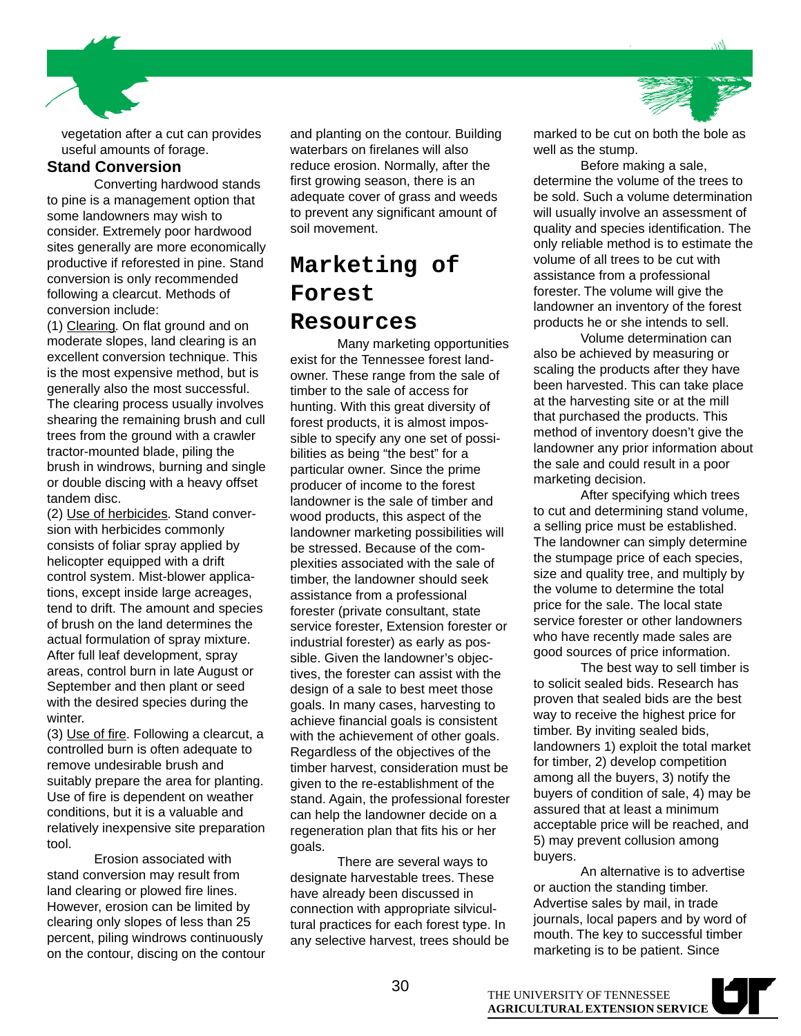vegetation after a cut can provides useful amounts of forage.

### Stand Conversion

Converting hardwood stands to pine is a management option that some landowners may wish to consider. Extremely poor hardwood sites generally are more economically productive if reforested in pine. Stand conversion is only recommended following a clearcut. Methods of conversion include:

(1) Clearing. On flat ground and on moderate slopes, land clearing is an excellent conversion technique. This is the most expensive method, but is generally also the most successful. The clearing process usually involves shearing the remaining brush and cull trees from the ground with a crawler tractor-mounted blade, piling the brush in windrows, burning and single or double discing with a heavy offset tandem disc.

(2) Use of herbicides. Stand conversion with herbicides commonly consists of foliar spray applied by helicopter equipped with a drift control system. Mist-blower applications, except inside large acreages, tend to drift. The amount and species of brush on the land determines the actual formulation of spray mixture. After full leaf development, spray areas, control burn in late August or September and then plant or seed with the desired species during the winter.

(3) Use of fire. Following a clearcut, a controlled burn is often adequate to remove undesirable brush and suitably prepare the area for planting. Use of fire is dependent on weather conditions, but it is a valuable and relatively inexpensive site preparation tool.

Erosion associated with stand conversion may result from land clearing or plowed fire lines. However, erosion can be limited by clearing only slopes of less than 25 percent, piling windrows continuously on the contour, discing on the contour and planting on the contour. Building waterbars on firelanes will also reduce erosion. Normally, after the first growing season, there is an adequate cover of grass and weeds to prevent any significant amount of soil movement.

## Marketing of Forest Resources

Many marketing opportunities exist for the Tennessee forest landowner. These range from the sale of timber to the sale of access for hunting. With this great diversity of forest products, it is almost impossible to specify any one set of possibilities as being "the best" for a particular owner. Since the prime producer of income to the forest landowner is the sale of timber and wood products, this aspect of the landowner marketing possibilities will be stressed. Because of the complexities associated with the sale of timber, the landowner should seek assistance from a professional forester (private consultant, state service forester, Extension forester or industrial forester) as early as possible. Given the landowner's objectives, the forester can assist with the design of a sale to best meet those goals. In many cases, harvesting to achieve financial goals is consistent with the achievement of other goals. Regardless of the objectives of the timber harvest, consideration must be given to the re-establishment of the stand. Again, the professional forester can help the landowner decide on a regeneration plan that fits his or her goals.

There are several ways to designate harvestable trees. These have already been discussed in connection with appropriate silvicultural practices for each forest type. In any selective harvest, trees should be marked to be cut on both the bole as well as the stump.

Before making a sale, determine the volume of the trees to be sold. Such a volume determination will usually involve an assessment of quality and species identification. The only reliable method is to estimate the volume of all trees to be cut with assistance from a professional forester. The volume will give the landowner an inventory of the forest products he or she intends to sell.

Volume determination can also be achieved by measuring or scaling the products after they have been harvested. This can take place at the harvesting site or at the mill that purchased the products. This method of inventory doesn't give the landowner any prior information about the sale and could result in a poor marketing decision.

After specifying which trees to cut and determining stand volume, a selling price must be established. The landowner can simply determine the stumpage price of each species, size and quality tree, and multiply by the volume to determine the total price for the sale. The local state service forester or other landowners who have recently made sales are good sources of price information.

The best way to sell timber is to solicit sealed bids. Research has proven that sealed bids are the best way to receive the highest price for timber. By inviting sealed bids, landowners 1) exploit the total market for timber, 2) develop competition among all the buyers, 3) notify the buyers of condition of sale, 4) may be assured that at least a minimum acceptable price will be reached, and 5) may prevent collusion among buyers.

An alternative is to advertise or auction the standing timber. Advertise sales by mail, in trade journals, local papers and by word of mouth. The key to successful timber marketing is to be patient. Since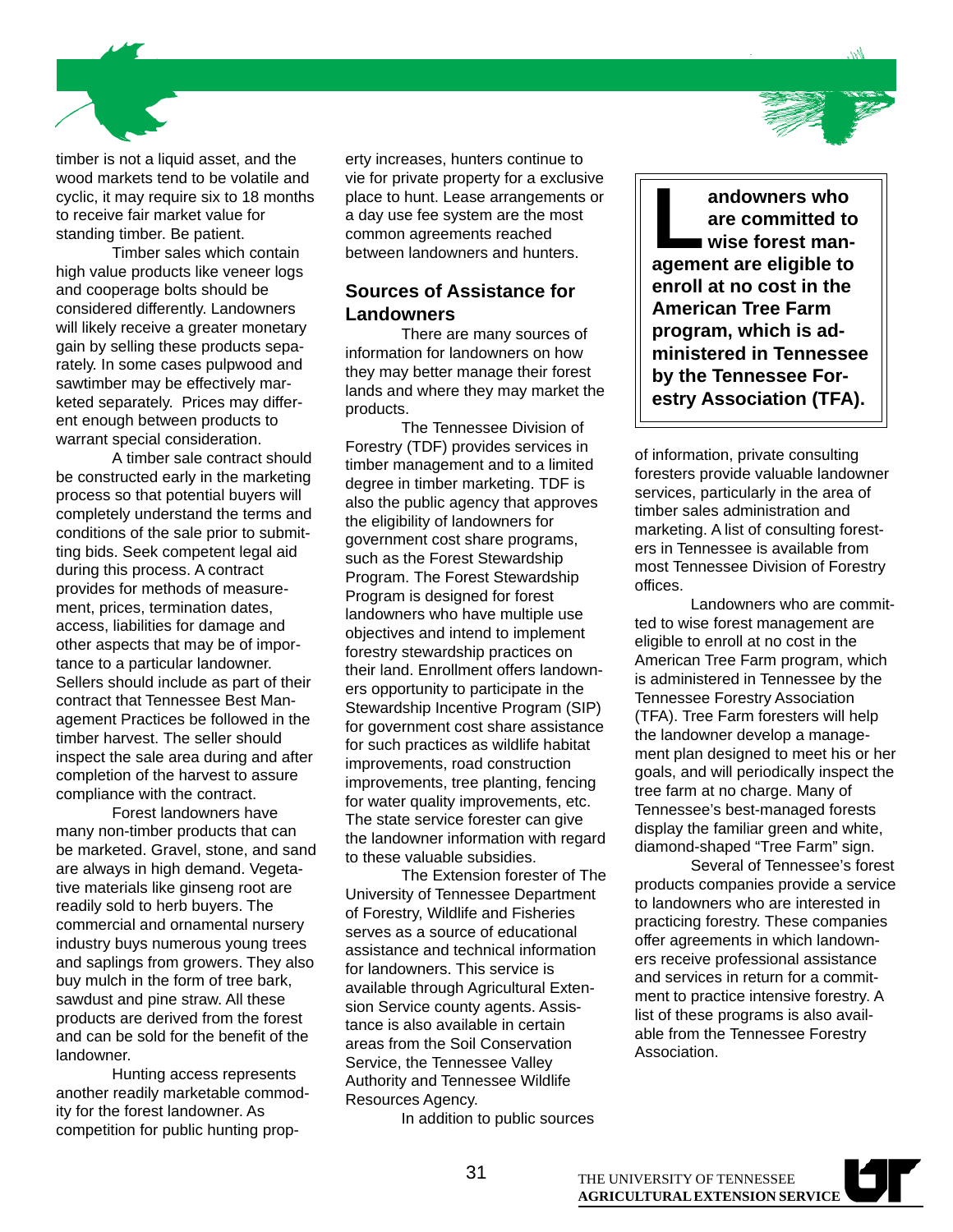timber is not a liquid asset, and the wood markets tend to be volatile and cyclic, it may require six to 18 months to receive fair market value for standing timber. Be patient.

Timber sales which contain high value products like veneer logs and cooperage bolts should be considered differently. Landowners will likely receive a greater monetary gain by selling these products separately. In some cases pulpwood and sawtimber may be effectively marketed separately. Prices may different enough between products to warrant special consideration.

A timber sale contract should be constructed early in the marketing process so that potential buyers will completely understand the terms and conditions of the sale prior to submitting bids. Seek competent legal aid during this process. A contract provides for methods of measurement, prices, termination dates, access, liabilities for damage and other aspects that may be of importance to a particular landowner. Sellers should include as part of their contract that Tennessee Best Management Practices be followed in the timber harvest. The seller should inspect the sale area during and after completion of the harvest to assure compliance with the contract.

Forest landowners have many non-timber products that can be marketed. Gravel, stone, and sand are always in high demand. Vegetative materials like ginseng root are readily sold to herb buyers. The commercial and ornamental nursery industry buys numerous young trees and saplings from growers. They also buy mulch in the form of tree bark, sawdust and pine straw. All these products are derived from the forest and can be sold for the benefit of the landowner.

Hunting access represents another readily marketable commodity for the forest landowner. As competition for public hunting property increases, hunters continue to vie for private property for a exclusive place to hunt. Lease arrangements or a day use fee system are the most common agreements reached between landowners and hunters.

## Sources of Assistance for Landowners

There are many sources of information for landowners on how they may better manage their forest lands and where they may market the products.

The Tennessee Division of Forestry (TDF) provides services in timber management and to a limited degree in timber marketing. TDF is also the public agency that approves the eligibility of landowners for government cost share programs, such as the Forest Stewardship Program. The Forest Stewardship Program is designed for forest landowners who have multiple use objectives and intend to implement forestry stewardship practices on their land. Enrollment offers landowners opportunity to participate in the Stewardship Incentive Program (SIP) for government cost share assistance for such practices as wildlife habitat improvements, road construction improvements, tree planting, fencing for water quality improvements, etc. The state service forester can give the landowner information with regard to these valuable subsidies.

The Extension forester of The University of Tennessee Department of Forestry, Wildlife and Fisheries serves as a source of educational assistance and technical information for landowners. This service is available through Agricultural Extension Service county agents. Assistance is also available in certain areas from the Soil Conservation Service, the Tennessee Valley Authority and Tennessee Wildlife Resources Agency.

In addition to public sources of information, private consulting foresters provide valuable landowner services, particularly in the area of timber sales administration and marketing. A list of consulting foresters in Tennessee is available from most Tennessee Division of Forestry offices.

> **Landowners who are committed to wise forest management are eligible to enroll at no cost in the American Tree Farm program, which is administered in Tennessee by the Tennessee Forestry Association (TFA).**

Landowners who are committed to wise forest management are eligible to enroll at no cost in the American Tree Farm program, which is administered in Tennessee by the Tennessee Forestry Association (TFA). Tree Farm foresters will help the landowner develop a management plan designed to meet his or her goals, and will periodically inspect the tree farm at no charge. Many of Tennessee's best-managed forests display the familiar green and white, diamond-shaped "Tree Farm" sign.

Several of Tennessee's forest products companies provide a service to landowners who are interested in practicing forestry. These companies offer agreements in which landowners receive professional assistance and services in return for a commitment to practice intensive forestry. A list of these programs is also available from the Tennessee Forestry Association.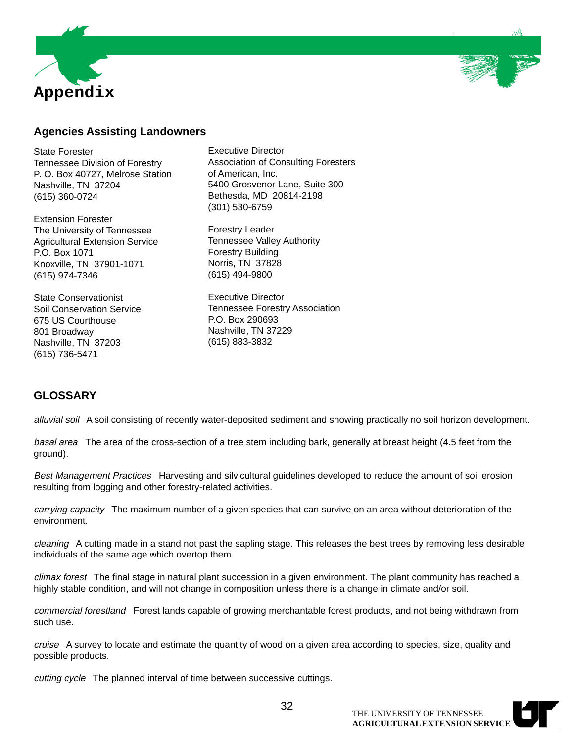# Appendix

## Agencies Assisting Landowners

State Forester
Tennessee Division of Forestry
P. O. Box 40727, Melrose Station
Nashville, TN 37204
(615) 360-0724

Extension Forester
The University of Tennessee
Agricultural Extension Service
P.O. Box 1071
Knoxville, TN 37901-1071
(615) 974-7346

State Conservationist
Soil Conservation Service
675 US Courthouse
801 Broadway
Nashville, TN 37203
(615) 736-5471

Executive Director
Association of Consulting Foresters
of American, Inc.
5400 Grosvenor Lane, Suite 300
Bethesda, MD 20814-2198
(301) 530-6759

Forestry Leader
Tennessee Valley Authority
Forestry Building
Norris, TN 37828
(615) 494-9800

Executive Director
Tennessee Forestry Association
P.O. Box 290693
Nashville, TN 37229
(615) 883-3832

## GLOSSARY

*alluvial soil* A soil consisting of recently water-deposited sediment and showing practically no soil horizon development.

*basal area* The area of the cross-section of a tree stem including bark, generally at breast height (4.5 feet from the ground).

*Best Management Practices* Harvesting and silvicultural guidelines developed to reduce the amount of soil erosion resulting from logging and other forestry-related activities.

*carrying capacity* The maximum number of a given species that can survive on an area without deterioration of the environment.

*cleaning* A cutting made in a stand not past the sapling stage. This releases the best trees by removing less desirable individuals of the same age which overtop them.

*climax forest* The final stage in natural plant succession in a given environment. The plant community has reached a highly stable condition, and will not change in composition unless there is a change in climate and/or soil.

*commercial forestland* Forest lands capable of growing merchantable forest products, and not being withdrawn from such use.

*cruise* A survey to locate and estimate the quantity of wood on a given area according to species, size, quality and possible products.

*cutting cycle* The planned interval of time between successive cuttings.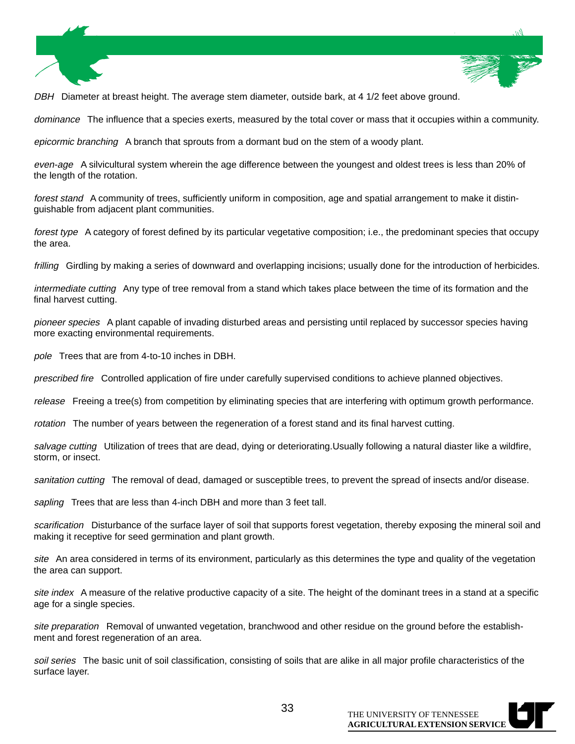*DBH* Diameter at breast height. The average stem diameter, outside bark, at 4 1/2 feet above ground.

*dominance* The influence that a species exerts, measured by the total cover or mass that it occupies within a community.

*epicormic branching* A branch that sprouts from a dormant bud on the stem of a woody plant.

*even-age* A silvicultural system wherein the age difference between the youngest and oldest trees is less than 20% of the length of the rotation.

*forest stand* A community of trees, sufficiently uniform in composition, age and spatial arrangement to make it distinguishable from adjacent plant communities.

*forest type* A category of forest defined by its particular vegetative composition; i.e., the predominant species that occupy the area.

*frilling* Girdling by making a series of downward and overlapping incisions; usually done for the introduction of herbicides.

*intermediate cutting* Any type of tree removal from a stand which takes place between the time of its formation and the final harvest cutting.

*pioneer species* A plant capable of invading disturbed areas and persisting until replaced by successor species having more exacting environmental requirements.

*pole* Trees that are from 4-to-10 inches in DBH.

*prescribed fire* Controlled application of fire under carefully supervised conditions to achieve planned objectives.

*release* Freeing a tree(s) from competition by eliminating species that are interfering with optimum growth performance.

*rotation* The number of years between the regeneration of a forest stand and its final harvest cutting.

*salvage cutting* Utilization of trees that are dead, dying or deteriorating.Usually following a natural diaster like a wildfire, storm, or insect.

*sanitation cutting* The removal of dead, damaged or susceptible trees, to prevent the spread of insects and/or disease.

*sapling* Trees that are less than 4-inch DBH and more than 3 feet tall.

*scarification* Disturbance of the surface layer of soil that supports forest vegetation, thereby exposing the mineral soil and making it receptive for seed germination and plant growth.

*site* An area considered in terms of its environment, particularly as this determines the type and quality of the vegetation the area can support.

*site index* A measure of the relative productive capacity of a site. The height of the dominant trees in a stand at a specific age for a single species.

*site preparation* Removal of unwanted vegetation, branchwood and other residue on the ground before the establishment and forest regeneration of an area.

*soil series* The basic unit of soil classification, consisting of soils that are alike in all major profile characteristics of the surface layer.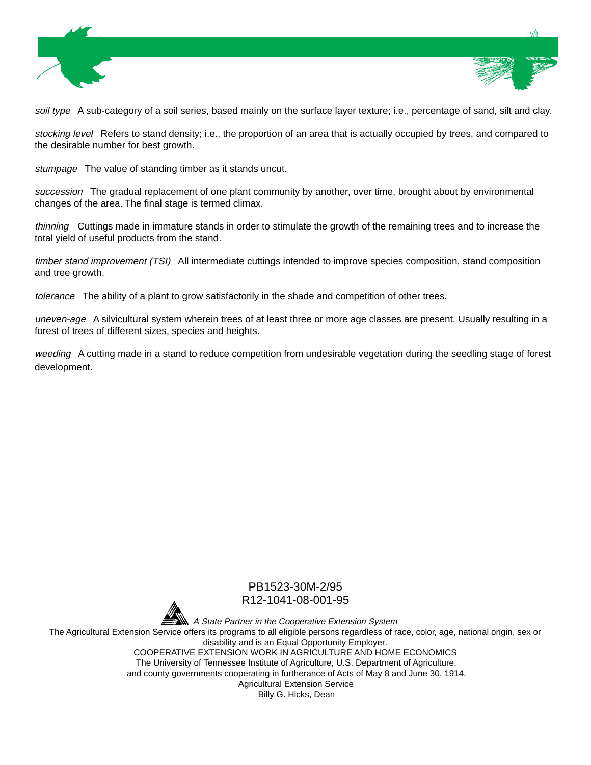*soil type* A sub-category of a soil series, based mainly on the surface layer texture; i.e., percentage of sand, silt and clay.

*stocking level* Refers to stand density; i.e., the proportion of an area that is actually occupied by trees, and compared to the desirable number for best growth.

*stumpage* The value of standing timber as it stands uncut.

*succession* The gradual replacement of one plant community by another, over time, brought about by environmental changes of the area. The final stage is termed climax.

*thinning* Cuttings made in immature stands in order to stimulate the growth of the remaining trees and to increase the total yield of useful products from the stand.

*timber stand improvement (TSI)* All intermediate cuttings intended to improve species composition, stand composition and tree growth.

*tolerance* The ability of a plant to grow satisfactorily in the shade and competition of other trees.

*uneven-age* A silvicultural system wherein trees of at least three or more age classes are present. Usually resulting in a forest of trees of different sizes, species and heights.

*weeding* A cutting made in a stand to reduce competition from undesirable vegetation during the seedling stage of forest development.

PB1523-30M-2/95
R12-1041-08-001-95

*A State Partner in the Cooperative Extension System*

The Agricultural Extension Service offers its programs to all eligible persons regardless of race, color, age, national origin, sex or disability and is an Equal Opportunity Employer.

COOPERATIVE EXTENSION WORK IN AGRICULTURE AND HOME ECONOMICS
The University of Tennessee Institute of Agriculture, U.S. Department of Agriculture,
and county governments cooperating in furtherance of Acts of May 8 and June 30, 1914.
Agricultural Extension Service
Billy G. Hicks, Dean